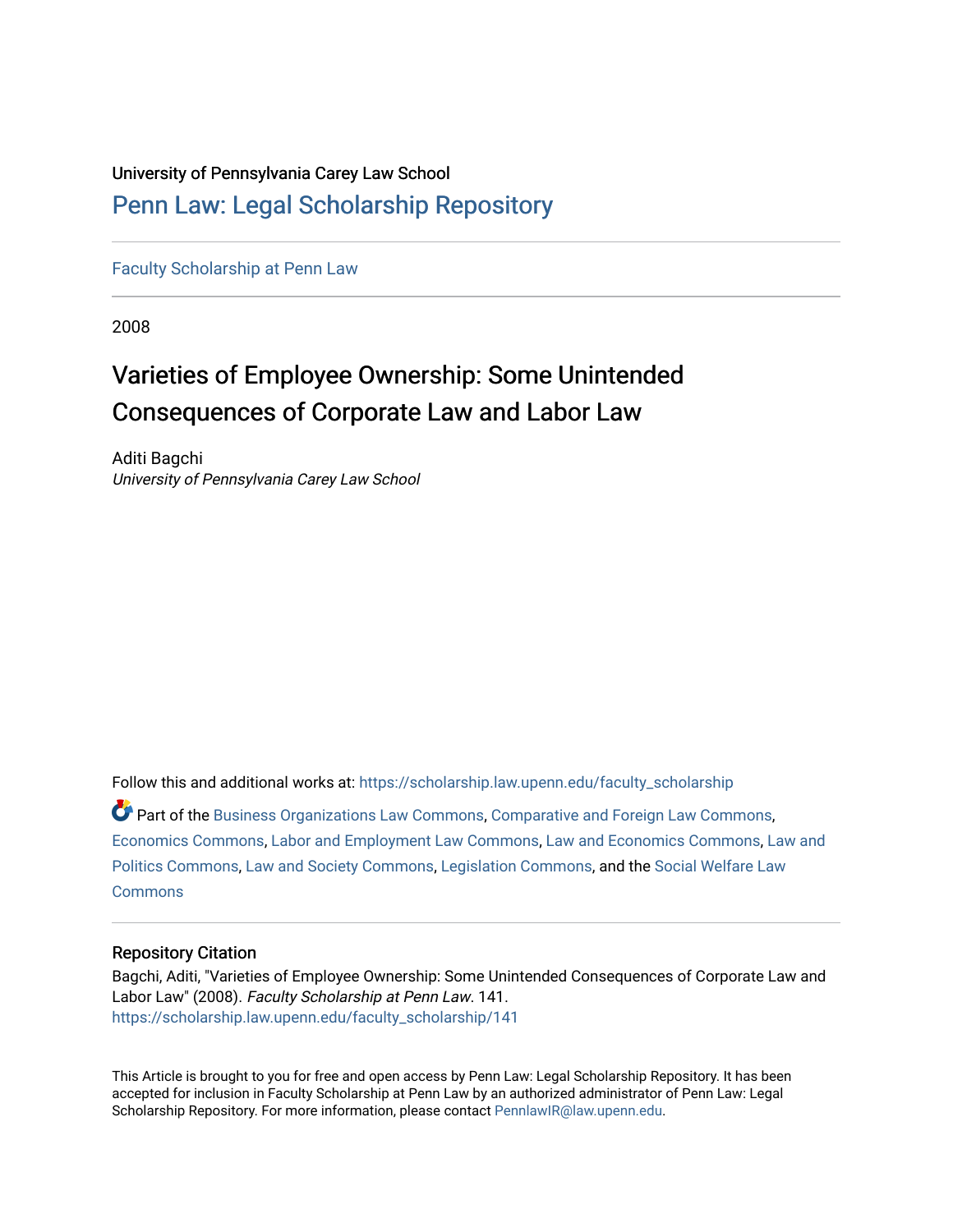University of Pennsylvania Carey Law School

# Penn Law: Legal Scholarship Repository

Faculty Scholarship at Penn Law

2008

# Varieties of Employee Ownership: Some Unintended Consequences of Corporate Law and Labor Law

Aditi Bagchi
*University of Pennsylvania Carey Law School*

Follow this and additional works at: https://scholarship.law.upenn.edu/faculty_scholarship

Part of the Business Organizations Law Commons, Comparative and Foreign Law Commons, Economics Commons, Labor and Employment Law Commons, Law and Economics Commons, Law and Politics Commons, Law and Society Commons, Legislation Commons, and the Social Welfare Law Commons

### Repository Citation

Bagchi, Aditi, "Varieties of Employee Ownership: Some Unintended Consequences of Corporate Law and Labor Law" (2008). *Faculty Scholarship at Penn Law*. 141.
https://scholarship.law.upenn.edu/faculty_scholarship/141

This Article is brought to you for free and open access by Penn Law: Legal Scholarship Repository. It has been accepted for inclusion in Faculty Scholarship at Penn Law by an authorized administrator of Penn Law: Legal Scholarship Repository. For more information, please contact PennlawIR@law.upenn.edu.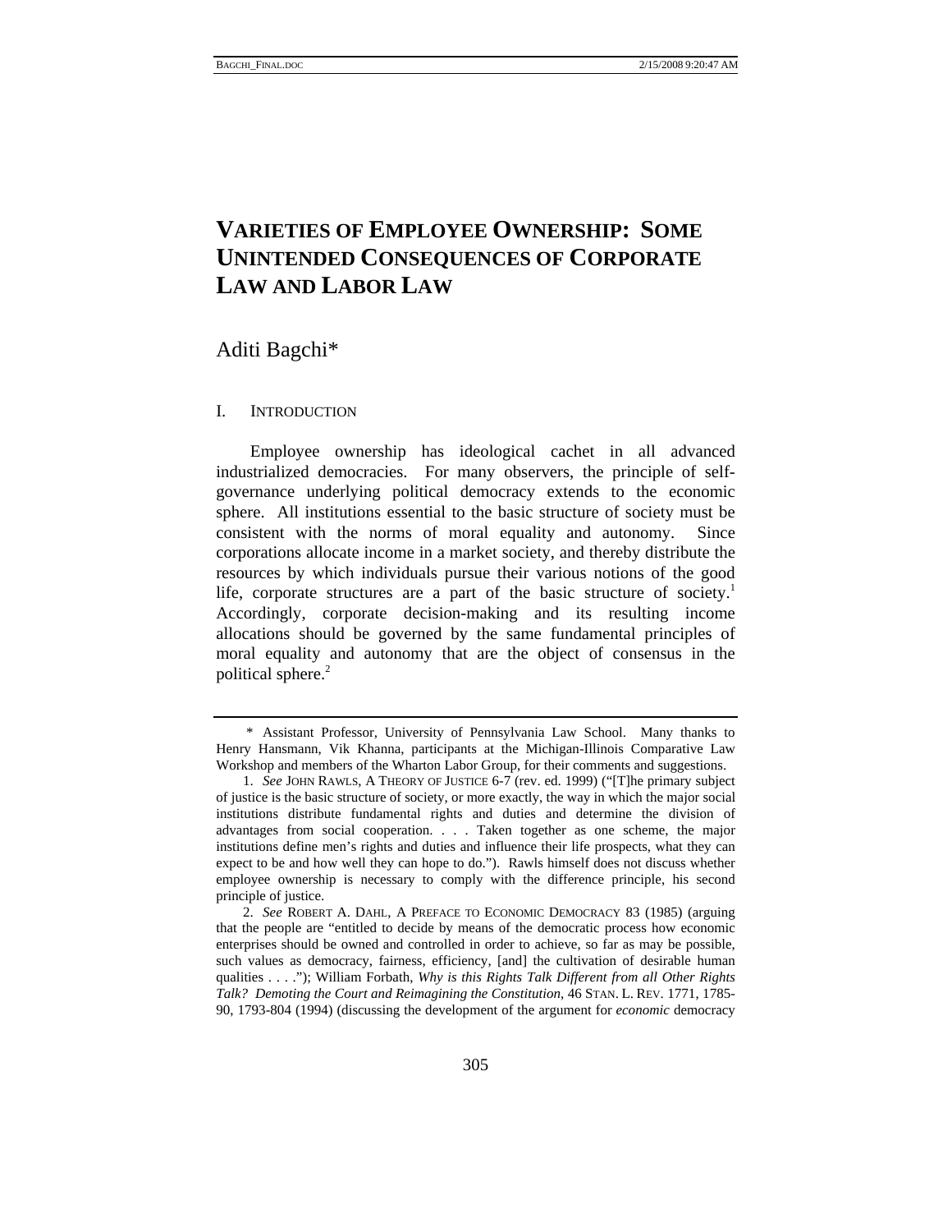# VARIETIES OF EMPLOYEE OWNERSHIP: SOME UNINTENDED CONSEQUENCES OF CORPORATE LAW AND LABOR LAW

Aditi Bagchi*

## I. INTRODUCTION

Employee ownership has ideological cachet in all advanced industrialized democracies. For many observers, the principle of self-governance underlying political democracy extends to the economic sphere. All institutions essential to the basic structure of society must be consistent with the norms of moral equality and autonomy. Since corporations allocate income in a market society, and thereby distribute the resources by which individuals pursue their various notions of the good life, corporate structures are a part of the basic structure of society.[1] Accordingly, corporate decision-making and its resulting income allocations should be governed by the same fundamental principles of moral equality and autonomy that are the object of consensus in the political sphere.[2]

---

\* Assistant Professor, University of Pennsylvania Law School. Many thanks to Henry Hansmann, Vik Khanna, participants at the Michigan-Illinois Comparative Law Workshop and members of the Wharton Labor Group, for their comments and suggestions.

1. *See* JOHN RAWLS, A THEORY OF JUSTICE 6-7 (rev. ed. 1999) ("[T]he primary subject of justice is the basic structure of society, or more exactly, the way in which the major social institutions distribute fundamental rights and duties and determine the division of advantages from social cooperation. . . . Taken together as one scheme, the major institutions define men's rights and duties and influence their life prospects, what they can expect to be and how well they can hope to do."). Rawls himself does not discuss whether employee ownership is necessary to comply with the difference principle, his second principle of justice.

2. *See* ROBERT A. DAHL, A PREFACE TO ECONOMIC DEMOCRACY 83 (1985) (arguing that the people are "entitled to decide by means of the democratic process how economic enterprises should be owned and controlled in order to achieve, so far as may be possible, such values as democracy, fairness, efficiency, [and] the cultivation of desirable human qualities . . . ."); William Forbath, *Why is this Rights Talk Different from all Other Rights Talk? Demoting the Court and Reimagining the Constitution*, 46 STAN. L. REV. 1771, 1785-90, 1793-804 (1994) (discussing the development of the argument for *economic* democracy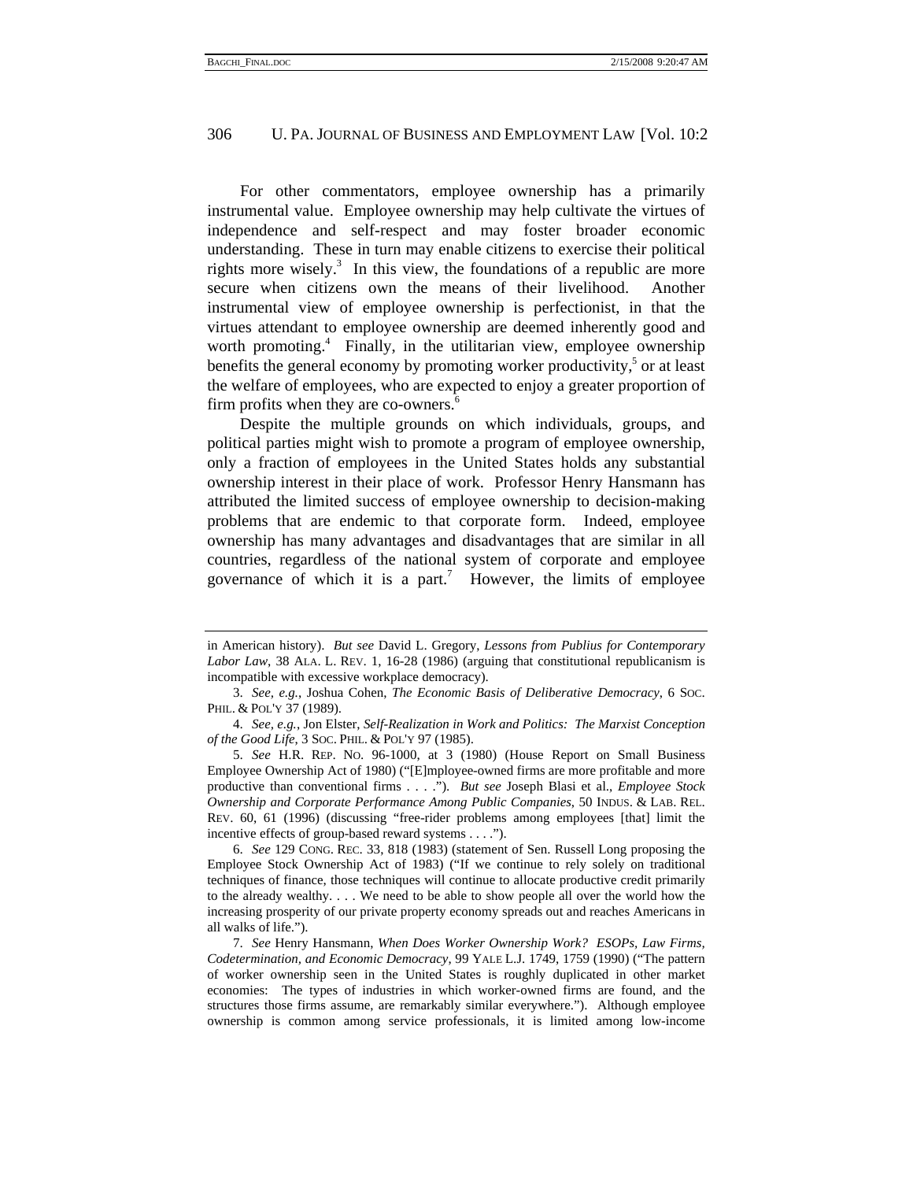For other commentators, employee ownership has a primarily instrumental value. Employee ownership may help cultivate the virtues of independence and self-respect and may foster broader economic understanding. These in turn may enable citizens to exercise their political rights more wisely.[3] In this view, the foundations of a republic are more secure when citizens own the means of their livelihood. Another instrumental view of employee ownership is perfectionist, in that the virtues attendant to employee ownership are deemed inherently good and worth promoting.[4] Finally, in the utilitarian view, employee ownership benefits the general economy by promoting worker productivity,[5] or at least the welfare of employees, who are expected to enjoy a greater proportion of firm profits when they are co-owners.[6]

Despite the multiple grounds on which individuals, groups, and political parties might wish to promote a program of employee ownership, only a fraction of employees in the United States holds any substantial ownership interest in their place of work. Professor Henry Hansmann has attributed the limited success of employee ownership to decision-making problems that are endemic to that corporate form. Indeed, employee ownership has many advantages and disadvantages that are similar in all countries, regardless of the national system of corporate and employee governance of which it is a part.[7] However, the limits of employee

---

in American history). *But see* David L. Gregory, *Lessons from Publius for Contemporary Labor Law*, 38 ALA. L. REV. 1, 16-28 (1986) (arguing that constitutional republicanism is incompatible with excessive workplace democracy).

3. *See, e.g.*, Joshua Cohen, *The Economic Basis of Deliberative Democracy*, 6 SOC. PHIL. & POL'Y 37 (1989).

4. *See, e.g.*, Jon Elster, *Self-Realization in Work and Politics: The Marxist Conception of the Good Life*, 3 SOC. PHIL. & POL'Y 97 (1985).

5. *See* H.R. REP. NO. 96-1000, at 3 (1980) (House Report on Small Business Employee Ownership Act of 1980) ("[E]mployee-owned firms are more profitable and more productive than conventional firms . . . ."). *But see* Joseph Blasi et al., *Employee Stock Ownership and Corporate Performance Among Public Companies*, 50 INDUS. & LAB. REL. REV. 60, 61 (1996) (discussing "free-rider problems among employees [that] limit the incentive effects of group-based reward systems . . . .").

6. *See* 129 CONG. REC. 33, 818 (1983) (statement of Sen. Russell Long proposing the Employee Stock Ownership Act of 1983) ("If we continue to rely solely on traditional techniques of finance, those techniques will continue to allocate productive credit primarily to the already wealthy. . . . We need to be able to show people all over the world how the increasing prosperity of our private property economy spreads out and reaches Americans in all walks of life.").

7. *See* Henry Hansmann, *When Does Worker Ownership Work? ESOPs, Law Firms, Codetermination, and Economic Democracy*, 99 YALE L.J. 1749, 1759 (1990) ("The pattern of worker ownership seen in the United States is roughly duplicated in other market economies: The types of industries in which worker-owned firms are found, and the structures those firms assume, are remarkably similar everywhere."). Although employee ownership is common among service professionals, it is limited among low-income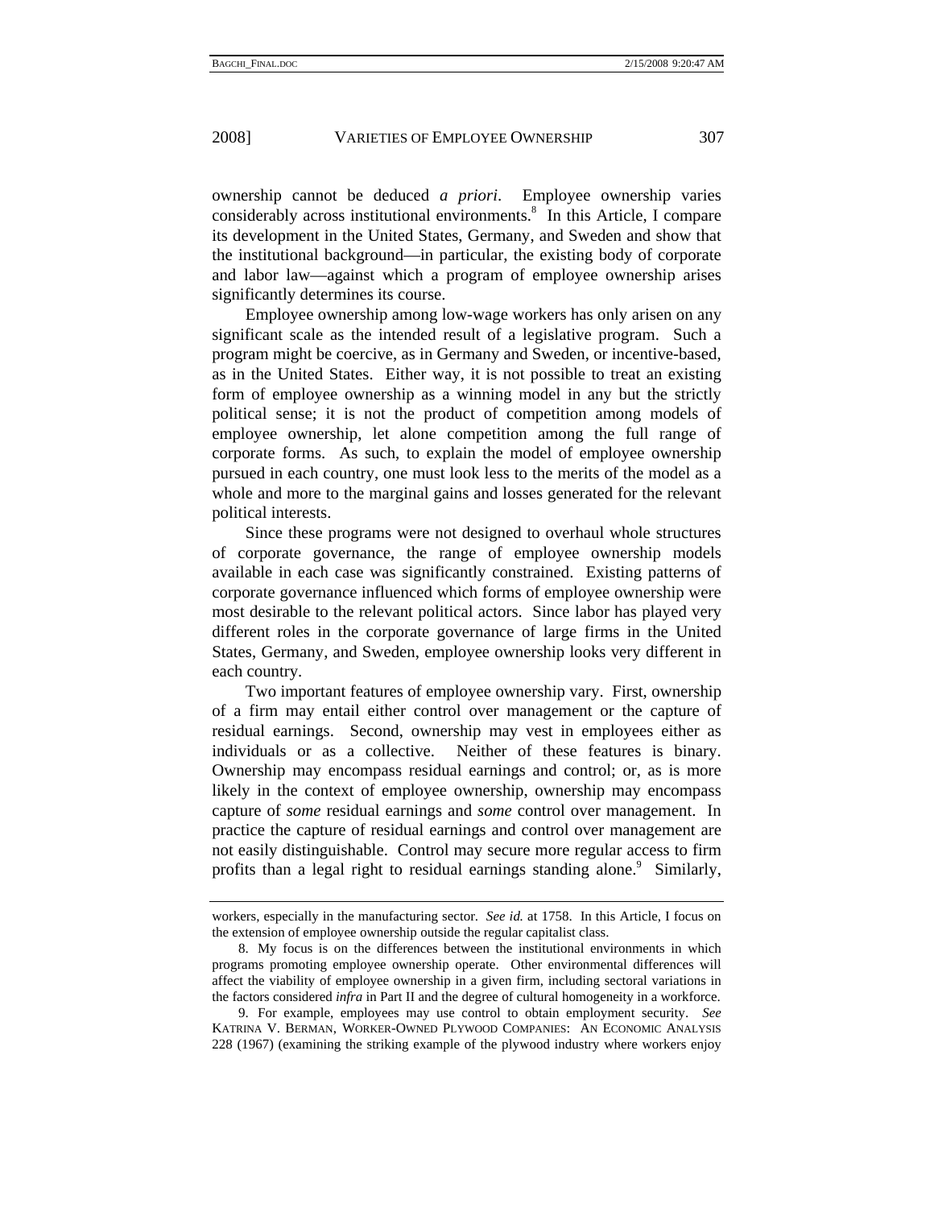ownership cannot be deduced *a priori*. Employee ownership varies considerably across institutional environments.[8] In this Article, I compare its development in the United States, Germany, and Sweden and show that the institutional background—in particular, the existing body of corporate and labor law—against which a program of employee ownership arises significantly determines its course.

Employee ownership among low-wage workers has only arisen on any significant scale as the intended result of a legislative program. Such a program might be coercive, as in Germany and Sweden, or incentive-based, as in the United States. Either way, it is not possible to treat an existing form of employee ownership as a winning model in any but the strictly political sense; it is not the product of competition among models of employee ownership, let alone competition among the full range of corporate forms. As such, to explain the model of employee ownership pursued in each country, one must look less to the merits of the model as a whole and more to the marginal gains and losses generated for the relevant political interests.

Since these programs were not designed to overhaul whole structures of corporate governance, the range of employee ownership models available in each case was significantly constrained. Existing patterns of corporate governance influenced which forms of employee ownership were most desirable to the relevant political actors. Since labor has played very different roles in the corporate governance of large firms in the United States, Germany, and Sweden, employee ownership looks very different in each country.

Two important features of employee ownership vary. First, ownership of a firm may entail either control over management or the capture of residual earnings. Second, ownership may vest in employees either as individuals or as a collective. Neither of these features is binary. Ownership may encompass residual earnings and control; or, as is more likely in the context of employee ownership, ownership may encompass capture of *some* residual earnings and *some* control over management. In practice the capture of residual earnings and control over management are not easily distinguishable. Control may secure more regular access to firm profits than a legal right to residual earnings standing alone.[9] Similarly,

---

workers, especially in the manufacturing sector. *See id.* at 1758. In this Article, I focus on the extension of employee ownership outside the regular capitalist class.

8. My focus is on the differences between the institutional environments in which programs promoting employee ownership operate. Other environmental differences will affect the viability of employee ownership in a given firm, including sectoral variations in the factors considered *infra* in Part II and the degree of cultural homogeneity in a workforce.

9. For example, employees may use control to obtain employment security. *See* KATRINA V. BERMAN, WORKER-OWNED PLYWOOD COMPANIES: AN ECONOMIC ANALYSIS 228 (1967) (examining the striking example of the plywood industry where workers enjoy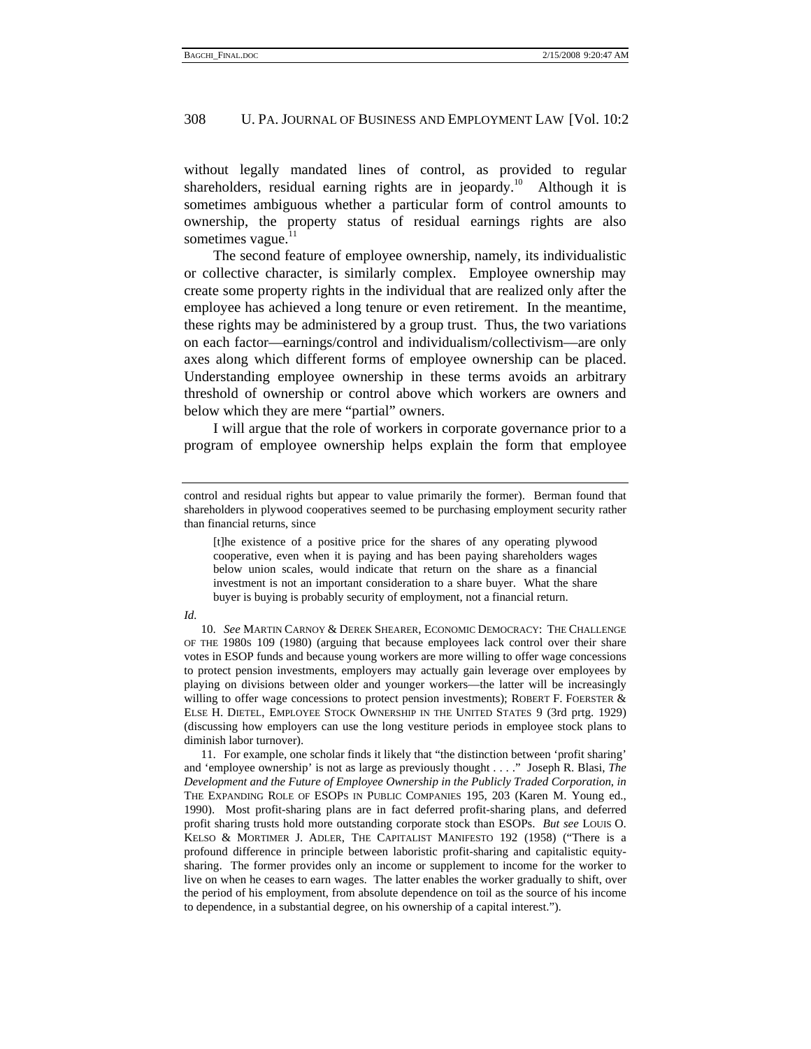without legally mandated lines of control, as provided to regular shareholders, residual earning rights are in jeopardy.[10] Although it is sometimes ambiguous whether a particular form of control amounts to ownership, the property status of residual earnings rights are also sometimes vague.[11]

The second feature of employee ownership, namely, its individualistic or collective character, is similarly complex. Employee ownership may create some property rights in the individual that are realized only after the employee has achieved a long tenure or even retirement. In the meantime, these rights may be administered by a group trust. Thus, the two variations on each factor—earnings/control and individualism/collectivism—are only axes along which different forms of employee ownership can be placed. Understanding employee ownership in these terms avoids an arbitrary threshold of ownership or control above which workers are owners and below which they are mere "partial" owners.

I will argue that the role of workers in corporate governance prior to a program of employee ownership helps explain the form that employee

---

control and residual rights but appear to value primarily the former). Berman found that shareholders in plywood cooperatives seemed to be purchasing employment security rather than financial returns, since

> [t]he existence of a positive price for the shares of any operating plywood cooperative, even when it is paying and has been paying shareholders wages below union scales, would indicate that return on the share as a financial investment is not an important consideration to a share buyer. What the share buyer is buying is probably security of employment, not a financial return.

*Id.*

10. *See* MARTIN CARNOY & DEREK SHEARER, ECONOMIC DEMOCRACY: THE CHALLENGE OF THE 1980S 109 (1980) (arguing that because employees lack control over their share votes in ESOP funds and because young workers are more willing to offer wage concessions to protect pension investments, employers may actually gain leverage over employees by playing on divisions between older and younger workers—the latter will be increasingly willing to offer wage concessions to protect pension investments); ROBERT F. FOERSTER & ELSE H. DIETEL, EMPLOYEE STOCK OWNERSHIP IN THE UNITED STATES 9 (3rd prtg. 1929) (discussing how employers can use the long vestiture periods in employee stock plans to diminish labor turnover).

11. For example, one scholar finds it likely that "the distinction between 'profit sharing' and 'employee ownership' is not as large as previously thought . . . ." Joseph R. Blasi, *The Development and the Future of Employee Ownership in the Publicly Traded Corporation*, *in* THE EXPANDING ROLE OF ESOPS IN PUBLIC COMPANIES 195, 203 (Karen M. Young ed., 1990). Most profit-sharing plans are in fact deferred profit-sharing plans, and deferred profit sharing trusts hold more outstanding corporate stock than ESOPs. *But see* LOUIS O. KELSO & MORTIMER J. ADLER, THE CAPITALIST MANIFESTO 192 (1958) ("There is a profound difference in principle between laboristic profit-sharing and capitalistic equity-sharing. The former provides only an income or supplement to income for the worker to live on when he ceases to earn wages. The latter enables the worker gradually to shift, over the period of his employment, from absolute dependence on toil as the source of his income to dependence, in a substantial degree, on his ownership of a capital interest.").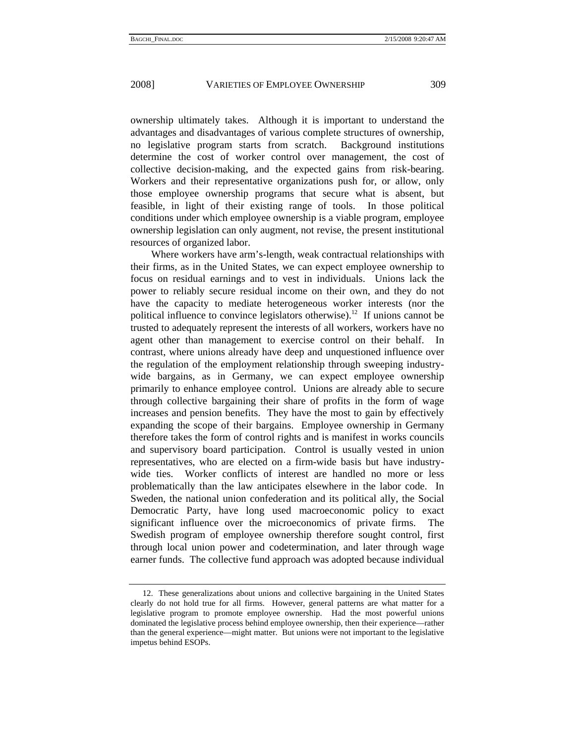ownership ultimately takes. Although it is important to understand the advantages and disadvantages of various complete structures of ownership, no legislative program starts from scratch. Background institutions determine the cost of worker control over management, the cost of collective decision-making, and the expected gains from risk-bearing. Workers and their representative organizations push for, or allow, only those employee ownership programs that secure what is absent, but feasible, in light of their existing range of tools. In those political conditions under which employee ownership is a viable program, employee ownership legislation can only augment, not revise, the present institutional resources of organized labor.

Where workers have arm's-length, weak contractual relationships with their firms, as in the United States, we can expect employee ownership to focus on residual earnings and to vest in individuals. Unions lack the power to reliably secure residual income on their own, and they do not have the capacity to mediate heterogeneous worker interests (nor the political influence to convince legislators otherwise).[12] If unions cannot be trusted to adequately represent the interests of all workers, workers have no agent other than management to exercise control on their behalf. In contrast, where unions already have deep and unquestioned influence over the regulation of the employment relationship through sweeping industry-wide bargains, as in Germany, we can expect employee ownership primarily to enhance employee control. Unions are already able to secure through collective bargaining their share of profits in the form of wage increases and pension benefits. They have the most to gain by effectively expanding the scope of their bargains. Employee ownership in Germany therefore takes the form of control rights and is manifest in works councils and supervisory board participation. Control is usually vested in union representatives, who are elected on a firm-wide basis but have industry-wide ties. Worker conflicts of interest are handled no more or less problematically than the law anticipates elsewhere in the labor code. In Sweden, the national union confederation and its political ally, the Social Democratic Party, have long used macroeconomic policy to exact significant influence over the microeconomics of private firms. The Swedish program of employee ownership therefore sought control, first through local union power and codetermination, and later through wage earner funds. The collective fund approach was adopted because individual

---

12. These generalizations about unions and collective bargaining in the United States clearly do not hold true for all firms. However, general patterns are what matter for a legislative program to promote employee ownership. Had the most powerful unions dominated the legislative process behind employee ownership, then their experience—rather than the general experience—might matter. But unions were not important to the legislative impetus behind ESOPs.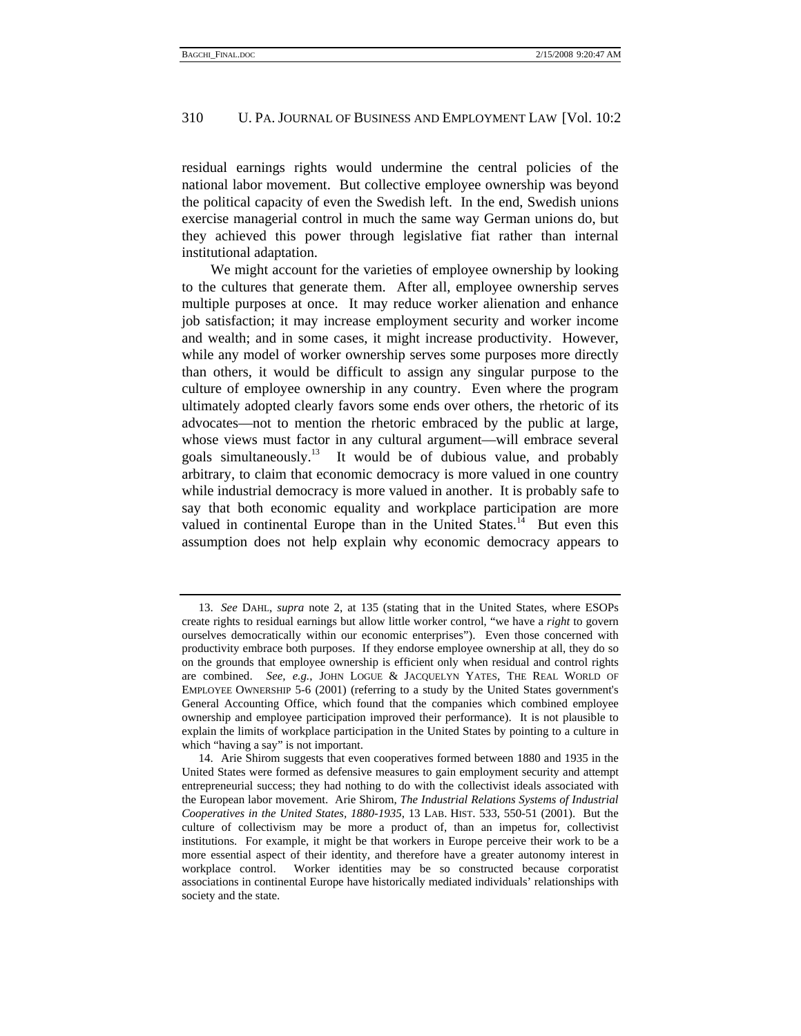residual earnings rights would undermine the central policies of the national labor movement. But collective employee ownership was beyond the political capacity of even the Swedish left. In the end, Swedish unions exercise managerial control in much the same way German unions do, but they achieved this power through legislative fiat rather than internal institutional adaptation.

We might account for the varieties of employee ownership by looking to the cultures that generate them. After all, employee ownership serves multiple purposes at once. It may reduce worker alienation and enhance job satisfaction; it may increase employment security and worker income and wealth; and in some cases, it might increase productivity. However, while any model of worker ownership serves some purposes more directly than others, it would be difficult to assign any singular purpose to the culture of employee ownership in any country. Even where the program ultimately adopted clearly favors some ends over others, the rhetoric of its advocates—not to mention the rhetoric embraced by the public at large, whose views must factor in any cultural argument—will embrace several goals simultaneously.[13] It would be of dubious value, and probably arbitrary, to claim that economic democracy is more valued in one country while industrial democracy is more valued in another. It is probably safe to say that both economic equality and workplace participation are more valued in continental Europe than in the United States.[14] But even this assumption does not help explain why economic democracy appears to

---

13. *See* DAHL, *supra* note 2, at 135 (stating that in the United States, where ESOPs create rights to residual earnings but allow little worker control, "we have a *right* to govern ourselves democratically within our economic enterprises"). Even those concerned with productivity embrace both purposes. If they endorse employee ownership at all, they do so on the grounds that employee ownership is efficient only when residual and control rights are combined. *See, e.g.*, JOHN LOGUE & JACQUELYN YATES, THE REAL WORLD OF EMPLOYEE OWNERSHIP 5-6 (2001) (referring to a study by the United States government's General Accounting Office, which found that the companies which combined employee ownership and employee participation improved their performance). It is not plausible to explain the limits of workplace participation in the United States by pointing to a culture in which "having a say" is not important.

14. Arie Shirom suggests that even cooperatives formed between 1880 and 1935 in the United States were formed as defensive measures to gain employment security and attempt entrepreneurial success; they had nothing to do with the collectivist ideals associated with the European labor movement. Arie Shirom, *The Industrial Relations Systems of Industrial Cooperatives in the United States, 1880-1935*, 13 LAB. HIST. 533, 550-51 (2001). But the culture of collectivism may be more a product of, than an impetus for, collectivist institutions. For example, it might be that workers in Europe perceive their work to be a more essential aspect of their identity, and therefore have a greater autonomy interest in workplace control. Worker identities may be so constructed because corporatist associations in continental Europe have historically mediated individuals' relationships with society and the state.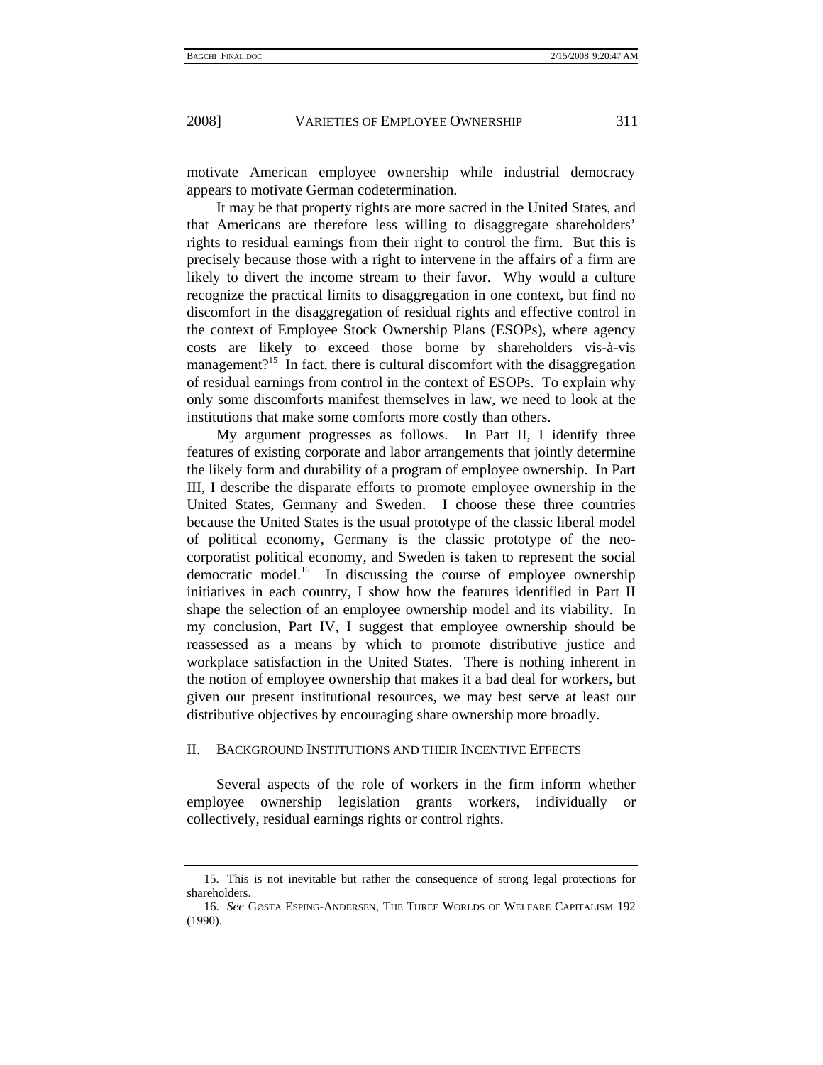motivate American employee ownership while industrial democracy appears to motivate German codetermination.

It may be that property rights are more sacred in the United States, and that Americans are therefore less willing to disaggregate shareholders' rights to residual earnings from their right to control the firm. But this is precisely because those with a right to intervene in the affairs of a firm are likely to divert the income stream to their favor. Why would a culture recognize the practical limits to disaggregation in one context, but find no discomfort in the disaggregation of residual rights and effective control in the context of Employee Stock Ownership Plans (ESOPs), where agency costs are likely to exceed those borne by shareholders vis-à-vis management?[15] In fact, there is cultural discomfort with the disaggregation of residual earnings from control in the context of ESOPs. To explain why only some discomforts manifest themselves in law, we need to look at the institutions that make some comforts more costly than others.

My argument progresses as follows. In Part II, I identify three features of existing corporate and labor arrangements that jointly determine the likely form and durability of a program of employee ownership. In Part III, I describe the disparate efforts to promote employee ownership in the United States, Germany and Sweden. I choose these three countries because the United States is the usual prototype of the classic liberal model of political economy, Germany is the classic prototype of the neo-corporatist political economy, and Sweden is taken to represent the social democratic model.[16] In discussing the course of employee ownership initiatives in each country, I show how the features identified in Part II shape the selection of an employee ownership model and its viability. In my conclusion, Part IV, I suggest that employee ownership should be reassessed as a means by which to promote distributive justice and workplace satisfaction in the United States. There is nothing inherent in the notion of employee ownership that makes it a bad deal for workers, but given our present institutional resources, we may best serve at least our distributive objectives by encouraging share ownership more broadly.

## II. Background Institutions and their Incentive Effects

Several aspects of the role of workers in the firm inform whether employee ownership legislation grants workers, individually or collectively, residual earnings rights or control rights.

---

15. This is not inevitable but rather the consequence of strong legal protections for shareholders.

16. *See* Gøsta Esping-Andersen, The Three Worlds of Welfare Capitalism 192 (1990).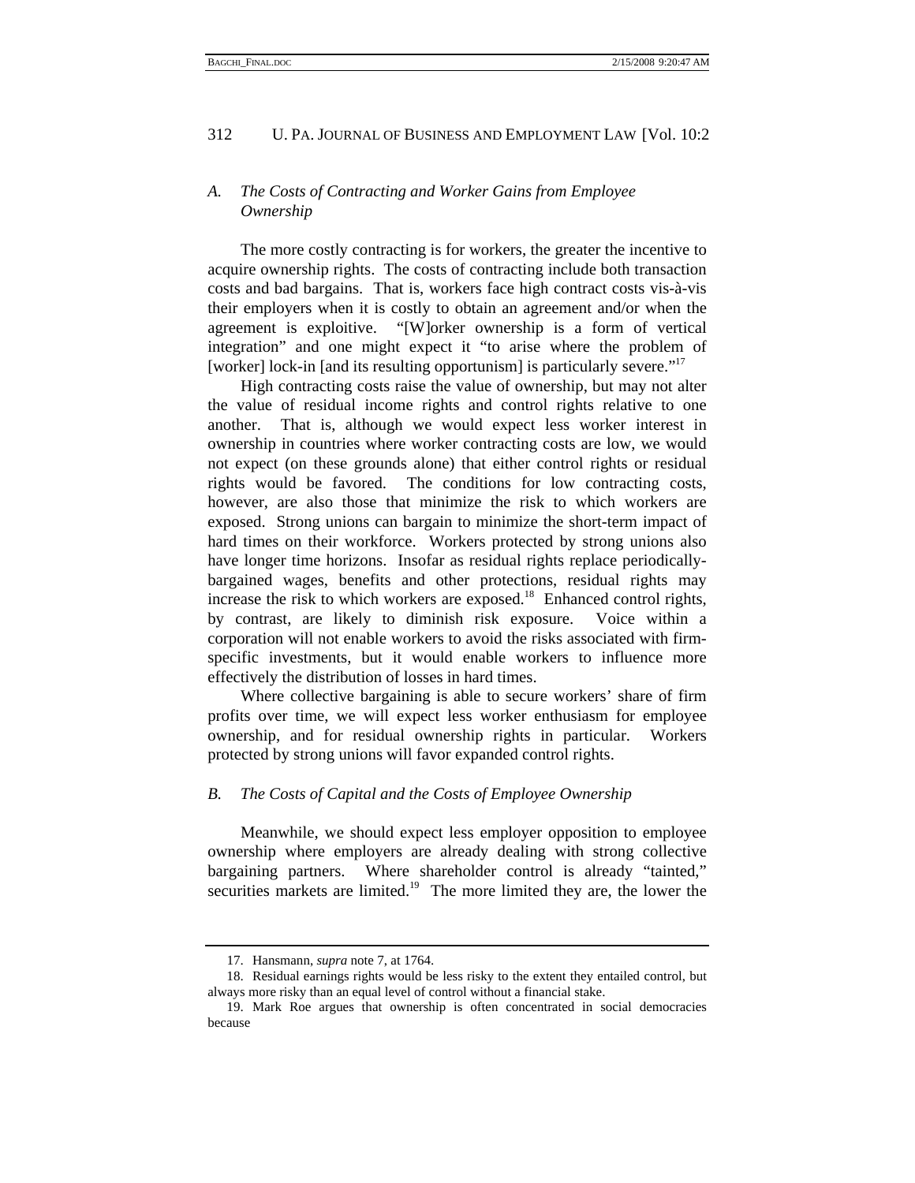### A. *The Costs of Contracting and Worker Gains from Employee Ownership*

The more costly contracting is for workers, the greater the incentive to acquire ownership rights. The costs of contracting include both transaction costs and bad bargains. That is, workers face high contract costs vis-à-vis their employers when it is costly to obtain an agreement and/or when the agreement is exploitive. "[W]orker ownership is a form of vertical integration" and one might expect it "to arise where the problem of [worker] lock-in [and its resulting opportunism] is particularly severe."[17]

High contracting costs raise the value of ownership, but may not alter the value of residual income rights and control rights relative to one another. That is, although we would expect less worker interest in ownership in countries where worker contracting costs are low, we would not expect (on these grounds alone) that either control rights or residual rights would be favored. The conditions for low contracting costs, however, are also those that minimize the risk to which workers are exposed. Strong unions can bargain to minimize the short-term impact of hard times on their workforce. Workers protected by strong unions also have longer time horizons. Insofar as residual rights replace periodically-bargained wages, benefits and other protections, residual rights may increase the risk to which workers are exposed.[18] Enhanced control rights, by contrast, are likely to diminish risk exposure. Voice within a corporation will not enable workers to avoid the risks associated with firm-specific investments, but it would enable workers to influence more effectively the distribution of losses in hard times.

Where collective bargaining is able to secure workers' share of firm profits over time, we will expect less worker enthusiasm for employee ownership, and for residual ownership rights in particular. Workers protected by strong unions will favor expanded control rights.

### B. *The Costs of Capital and the Costs of Employee Ownership*

Meanwhile, we should expect less employer opposition to employee ownership where employers are already dealing with strong collective bargaining partners. Where shareholder control is already "tainted," securities markets are limited.[19] The more limited they are, the lower the

---

17. Hansmann, *supra* note 7, at 1764.

18. Residual earnings rights would be less risky to the extent they entailed control, but always more risky than an equal level of control without a financial stake.

19. Mark Roe argues that ownership is often concentrated in social democracies because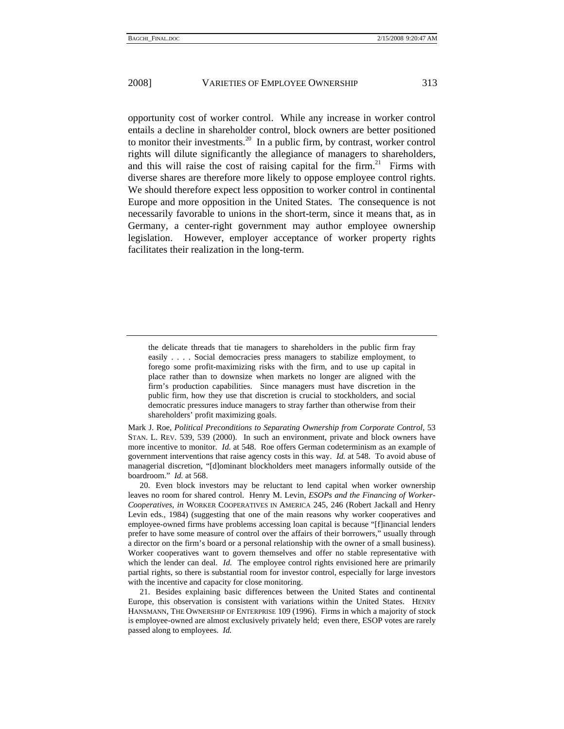opportunity cost of worker control. While any increase in worker control entails a decline in shareholder control, block owners are better positioned to monitor their investments.[20] In a public firm, by contrast, worker control rights will dilute significantly the allegiance of managers to shareholders, and this will raise the cost of raising capital for the firm.[21] Firms with diverse shares are therefore more likely to oppose employee control rights. We should therefore expect less opposition to worker control in continental Europe and more opposition in the United States. The consequence is not necessarily favorable to unions in the short-term, since it means that, as in Germany, a center-right government may author employee ownership legislation. However, employer acceptance of worker property rights facilitates their realization in the long-term.

---

> the delicate threads that tie managers to shareholders in the public firm fray easily . . . . Social democracies press managers to stabilize employment, to forego some profit-maximizing risks with the firm, and to use up capital in place rather than to downsize when markets no longer are aligned with the firm's production capabilities. Since managers must have discretion in the public firm, how they use that discretion is crucial to stockholders, and social democratic pressures induce managers to stray farther than otherwise from their shareholders' profit maximizing goals.

Mark J. Roe, *Political Preconditions to Separating Ownership from Corporate Control*, 53 STAN. L. REV. 539, 539 (2000). In such an environment, private and block owners have more incentive to monitor. *Id.* at 548. Roe offers German codeterminism as an example of government interventions that raise agency costs in this way. *Id.* at 548. To avoid abuse of managerial discretion, "[d]ominant blockholders meet managers informally outside of the boardroom." *Id.* at 568.

20. Even block investors may be reluctant to lend capital when worker ownership leaves no room for shared control. Henry M. Levin, *ESOPs and the Financing of Worker-Cooperatives*, *in* WORKER COOPERATIVES IN AMERICA 245, 246 (Robert Jackall and Henry Levin eds., 1984) (suggesting that one of the main reasons why worker cooperatives and employee-owned firms have problems accessing loan capital is because "[f]inancial lenders prefer to have some measure of control over the affairs of their borrowers," usually through a director on the firm's board or a personal relationship with the owner of a small business). Worker cooperatives want to govern themselves and offer no stable representative with which the lender can deal. *Id.* The employee control rights envisioned here are primarily partial rights, so there is substantial room for investor control, especially for large investors with the incentive and capacity for close monitoring.

21. Besides explaining basic differences between the United States and continental Europe, this observation is consistent with variations within the United States. HENRY HANSMANN, THE OWNERSHIP OF ENTERPRISE 109 (1996). Firms in which a majority of stock is employee-owned are almost exclusively privately held; even there, ESOP votes are rarely passed along to employees. *Id.*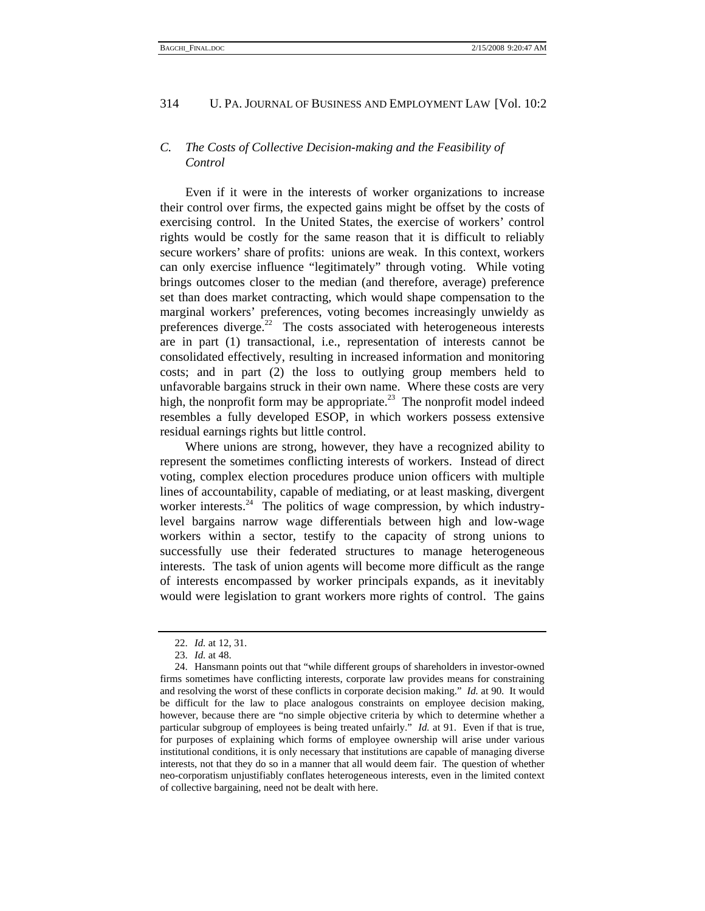### C. *The Costs of Collective Decision-making and the Feasibility of Control*

Even if it were in the interests of worker organizations to increase their control over firms, the expected gains might be offset by the costs of exercising control. In the United States, the exercise of workers' control rights would be costly for the same reason that it is difficult to reliably secure workers' share of profits: unions are weak. In this context, workers can only exercise influence "legitimately" through voting. While voting brings outcomes closer to the median (and therefore, average) preference set than does market contracting, which would shape compensation to the marginal workers' preferences, voting becomes increasingly unwieldy as preferences diverge.[22] The costs associated with heterogeneous interests are in part (1) transactional, i.e., representation of interests cannot be consolidated effectively, resulting in increased information and monitoring costs; and in part (2) the loss to outlying group members held to unfavorable bargains struck in their own name. Where these costs are very high, the nonprofit form may be appropriate.[23] The nonprofit model indeed resembles a fully developed ESOP, in which workers possess extensive residual earnings rights but little control.

Where unions are strong, however, they have a recognized ability to represent the sometimes conflicting interests of workers. Instead of direct voting, complex election procedures produce union officers with multiple lines of accountability, capable of mediating, or at least masking, divergent worker interests.[24] The politics of wage compression, by which industry-level bargains narrow wage differentials between high and low-wage workers within a sector, testify to the capacity of strong unions to successfully use their federated structures to manage heterogeneous interests. The task of union agents will become more difficult as the range of interests encompassed by worker principals expands, as it inevitably would were legislation to grant workers more rights of control. The gains

---

22. *Id.* at 12, 31.

23. *Id.* at 48.

24. Hansmann points out that "while different groups of shareholders in investor-owned firms sometimes have conflicting interests, corporate law provides means for constraining and resolving the worst of these conflicts in corporate decision making." *Id.* at 90. It would be difficult for the law to place analogous constraints on employee decision making, however, because there are "no simple objective criteria by which to determine whether a particular subgroup of employees is being treated unfairly." *Id.* at 91. Even if that is true, for purposes of explaining which forms of employee ownership will arise under various institutional conditions, it is only necessary that institutions are capable of managing diverse interests, not that they do so in a manner that all would deem fair. The question of whether neo-corporatism unjustifiably conflates heterogeneous interests, even in the limited context of collective bargaining, need not be dealt with here.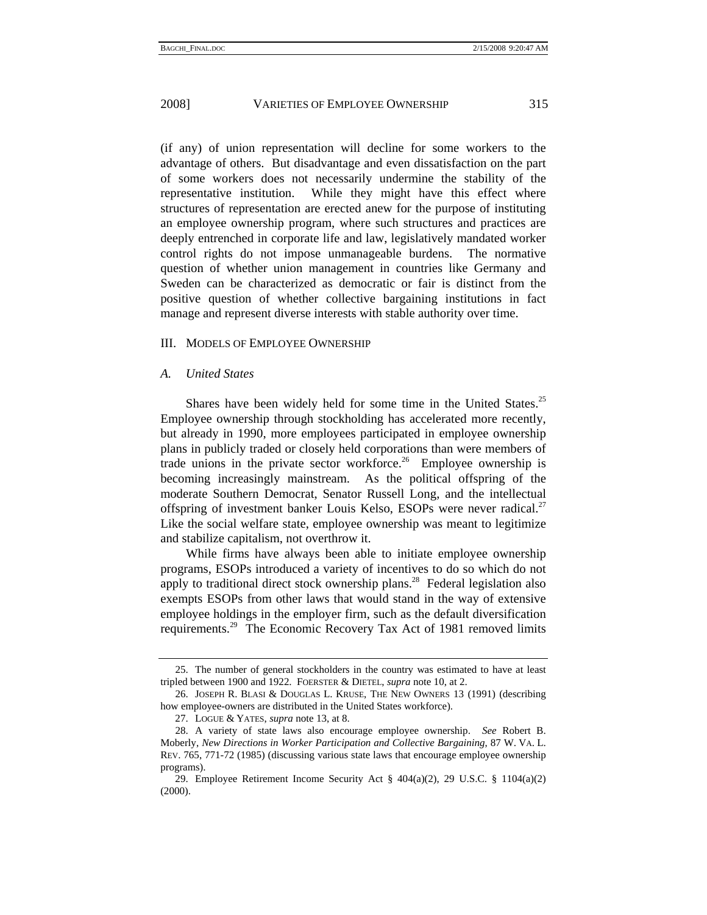(if any) of union representation will decline for some workers to the advantage of others. But disadvantage and even dissatisfaction on the part of some workers does not necessarily undermine the stability of the representative institution. While they might have this effect where structures of representation are erected anew for the purpose of instituting an employee ownership program, where such structures and practices are deeply entrenched in corporate life and law, legislatively mandated worker control rights do not impose unmanageable burdens. The normative question of whether union management in countries like Germany and Sweden can be characterized as democratic or fair is distinct from the positive question of whether collective bargaining institutions in fact manage and represent diverse interests with stable authority over time.

## III. Models of Employee Ownership

### *A. United States*

Shares have been widely held for some time in the United States.[25] Employee ownership through stockholding has accelerated more recently, but already in 1990, more employees participated in employee ownership plans in publicly traded or closely held corporations than were members of trade unions in the private sector workforce.[26] Employee ownership is becoming increasingly mainstream. As the political offspring of the moderate Southern Democrat, Senator Russell Long, and the intellectual offspring of investment banker Louis Kelso, ESOPs were never radical.[27] Like the social welfare state, employee ownership was meant to legitimize and stabilize capitalism, not overthrow it.

While firms have always been able to initiate employee ownership programs, ESOPs introduced a variety of incentives to do so which do not apply to traditional direct stock ownership plans.[28] Federal legislation also exempts ESOPs from other laws that would stand in the way of extensive employee holdings in the employer firm, such as the default diversification requirements.[29] The Economic Recovery Tax Act of 1981 removed limits

---

25. The number of general stockholders in the country was estimated to have at least tripled between 1900 and 1922. Foerster & Dietel, *supra* note 10, at 2.

26. Joseph R. Blasi & Douglas L. Kruse, The New Owners 13 (1991) (describing how employee-owners are distributed in the United States workforce).

27. Logue & Yates, *supra* note 13, at 8.

28. A variety of state laws also encourage employee ownership. *See* Robert B. Moberly, *New Directions in Worker Participation and Collective Bargaining*, 87 W. Va. L. Rev. 765, 771-72 (1985) (discussing various state laws that encourage employee ownership programs).

29. Employee Retirement Income Security Act § 404(a)(2), 29 U.S.C. § 1104(a)(2) (2000).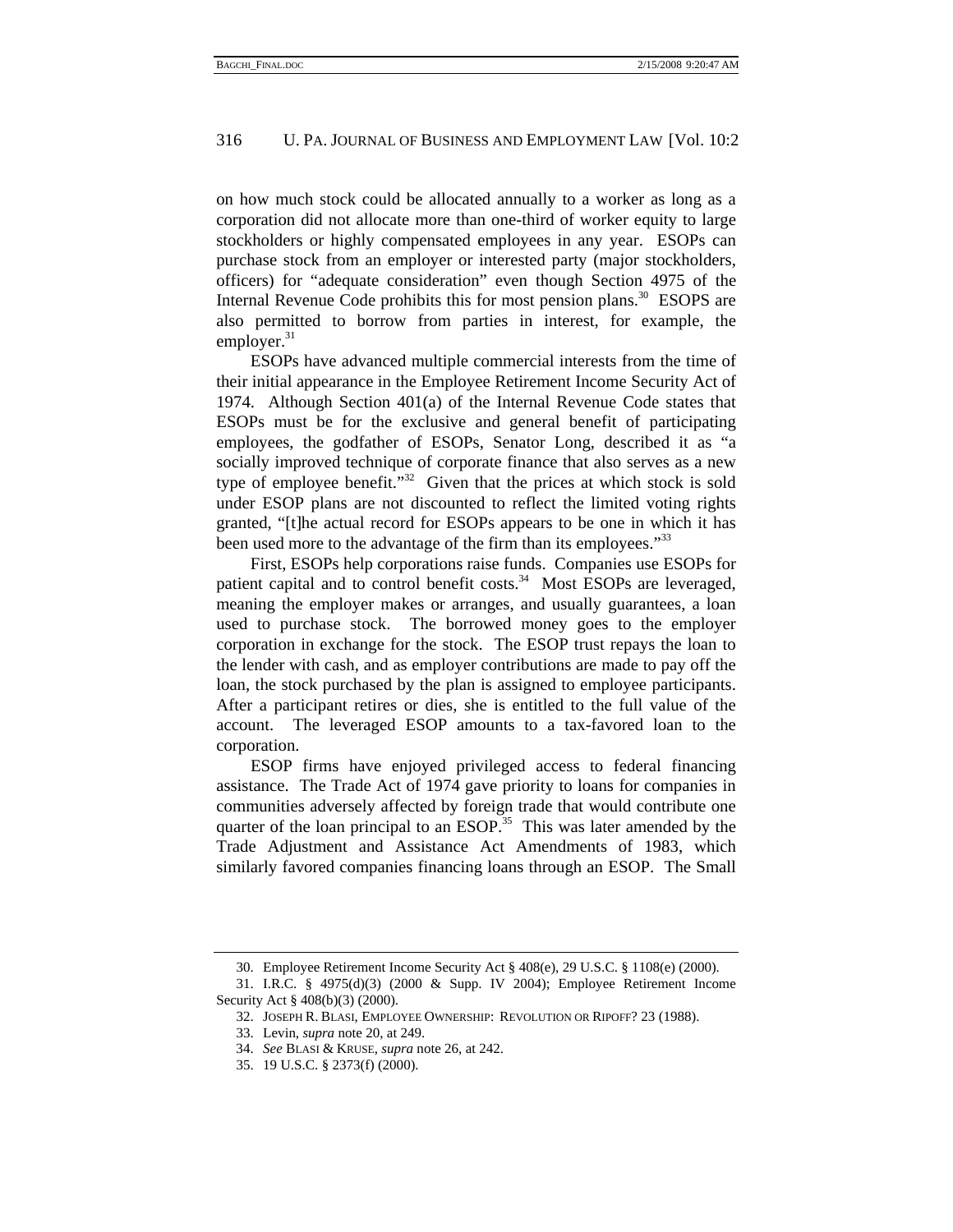on how much stock could be allocated annually to a worker as long as a corporation did not allocate more than one-third of worker equity to large stockholders or highly compensated employees in any year. ESOPs can purchase stock from an employer or interested party (major stockholders, officers) for "adequate consideration" even though Section 4975 of the Internal Revenue Code prohibits this for most pension plans.[30] ESOPS are also permitted to borrow from parties in interest, for example, the employer.[31]

ESOPs have advanced multiple commercial interests from the time of their initial appearance in the Employee Retirement Income Security Act of 1974. Although Section 401(a) of the Internal Revenue Code states that ESOPs must be for the exclusive and general benefit of participating employees, the godfather of ESOPs, Senator Long, described it as "a socially improved technique of corporate finance that also serves as a new type of employee benefit."[32] Given that the prices at which stock is sold under ESOP plans are not discounted to reflect the limited voting rights granted, "[t]he actual record for ESOPs appears to be one in which it has been used more to the advantage of the firm than its employees."[33]

First, ESOPs help corporations raise funds. Companies use ESOPs for patient capital and to control benefit costs.[34] Most ESOPs are leveraged, meaning the employer makes or arranges, and usually guarantees, a loan used to purchase stock. The borrowed money goes to the employer corporation in exchange for the stock. The ESOP trust repays the loan to the lender with cash, and as employer contributions are made to pay off the loan, the stock purchased by the plan is assigned to employee participants. After a participant retires or dies, she is entitled to the full value of the account. The leveraged ESOP amounts to a tax-favored loan to the corporation.

ESOP firms have enjoyed privileged access to federal financing assistance. The Trade Act of 1974 gave priority to loans for companies in communities adversely affected by foreign trade that would contribute one quarter of the loan principal to an ESOP.[35] This was later amended by the Trade Adjustment and Assistance Act Amendments of 1983, which similarly favored companies financing loans through an ESOP. The Small

---

30. Employee Retirement Income Security Act § 408(e), 29 U.S.C. § 1108(e) (2000).

31. I.R.C. § 4975(d)(3) (2000 & Supp. IV 2004); Employee Retirement Income Security Act § 408(b)(3) (2000).

32. JOSEPH R. BLASI, EMPLOYEE OWNERSHIP: REVOLUTION OR RIPOFF? 23 (1988).

33. Levin, *supra* note 20, at 249.

34. *See* BLASI & KRUSE, *supra* note 26, at 242.

35. 19 U.S.C. § 2373(f) (2000).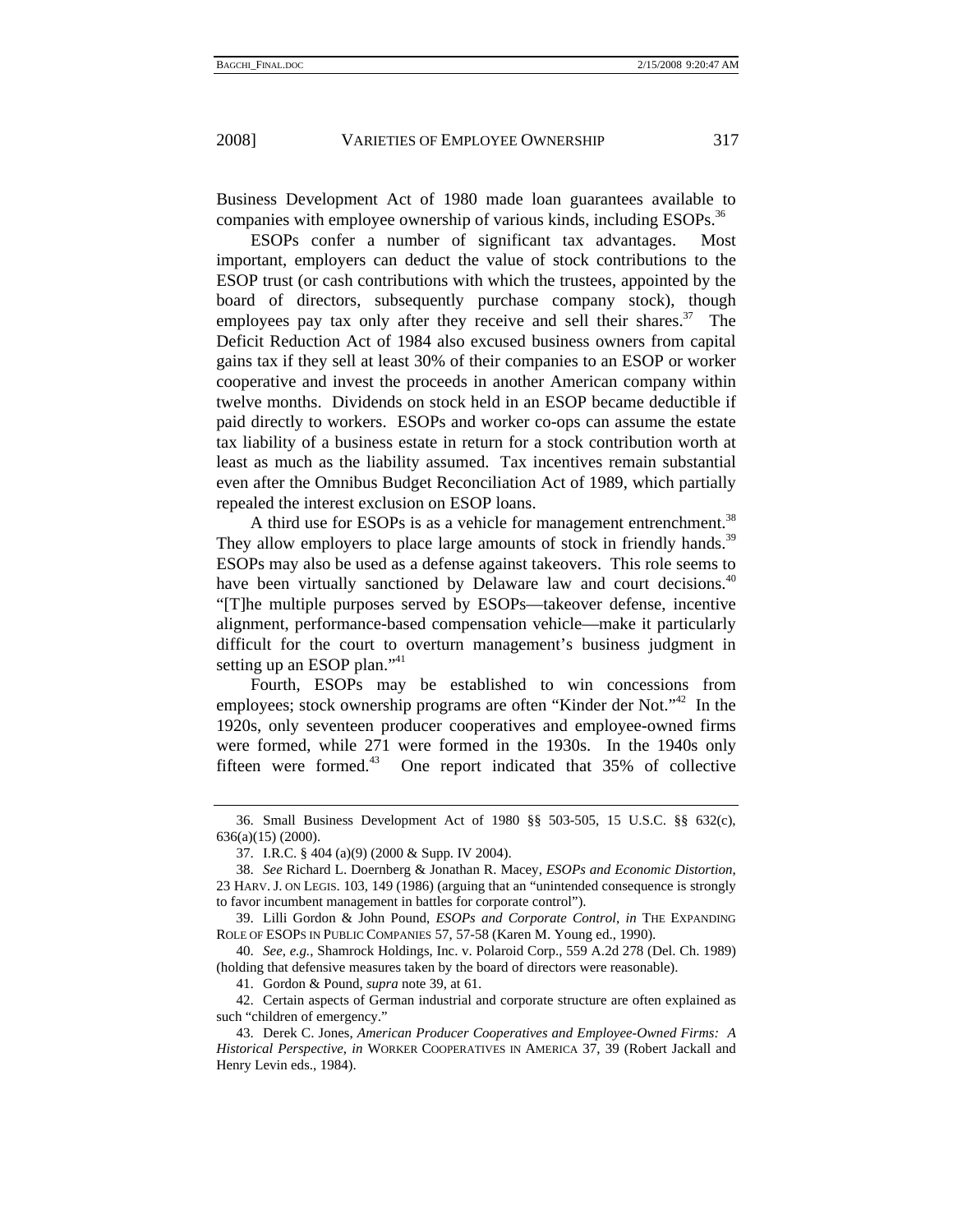Business Development Act of 1980 made loan guarantees available to companies with employee ownership of various kinds, including ESOPs.[36]

ESOPs confer a number of significant tax advantages. Most important, employers can deduct the value of stock contributions to the ESOP trust (or cash contributions with which the trustees, appointed by the board of directors, subsequently purchase company stock), though employees pay tax only after they receive and sell their shares.[37] The Deficit Reduction Act of 1984 also excused business owners from capital gains tax if they sell at least 30% of their companies to an ESOP or worker cooperative and invest the proceeds in another American company within twelve months. Dividends on stock held in an ESOP became deductible if paid directly to workers. ESOPs and worker co-ops can assume the estate tax liability of a business estate in return for a stock contribution worth at least as much as the liability assumed. Tax incentives remain substantial even after the Omnibus Budget Reconciliation Act of 1989, which partially repealed the interest exclusion on ESOP loans.

A third use for ESOPs is as a vehicle for management entrenchment.[38] They allow employers to place large amounts of stock in friendly hands.[39] ESOPs may also be used as a defense against takeovers. This role seems to have been virtually sanctioned by Delaware law and court decisions.[40] "[T]he multiple purposes served by ESOPs—takeover defense, incentive alignment, performance-based compensation vehicle—make it particularly difficult for the court to overturn management's business judgment in setting up an ESOP plan."[41]

Fourth, ESOPs may be established to win concessions from employees; stock ownership programs are often "Kinder der Not."[42] In the 1920s, only seventeen producer cooperatives and employee-owned firms were formed, while 271 were formed in the 1930s. In the 1940s only fifteen were formed.[43] One report indicated that 35% of collective

---

36. Small Business Development Act of 1980 §§ 503-505, 15 U.S.C. §§ 632(c), 636(a)(15) (2000).

37. I.R.C. § 404 (a)(9) (2000 & Supp. IV 2004).

38. *See* Richard L. Doernberg & Jonathan R. Macey, *ESOPs and Economic Distortion*, 23 HARV. J. ON LEGIS. 103, 149 (1986) (arguing that an "unintended consequence is strongly to favor incumbent management in battles for corporate control").

39. Lilli Gordon & John Pound, *ESOPs and Corporate Control*, *in* THE EXPANDING ROLE OF ESOPS IN PUBLIC COMPANIES 57, 57-58 (Karen M. Young ed., 1990).

40. *See, e.g.*, Shamrock Holdings, Inc. v. Polaroid Corp., 559 A.2d 278 (Del. Ch. 1989) (holding that defensive measures taken by the board of directors were reasonable).

41. Gordon & Pound, *supra* note 39, at 61.

42. Certain aspects of German industrial and corporate structure are often explained as such "children of emergency."

43. Derek C. Jones, *American Producer Cooperatives and Employee-Owned Firms: A Historical Perspective*, *in* WORKER COOPERATIVES IN AMERICA 37, 39 (Robert Jackall and Henry Levin eds., 1984).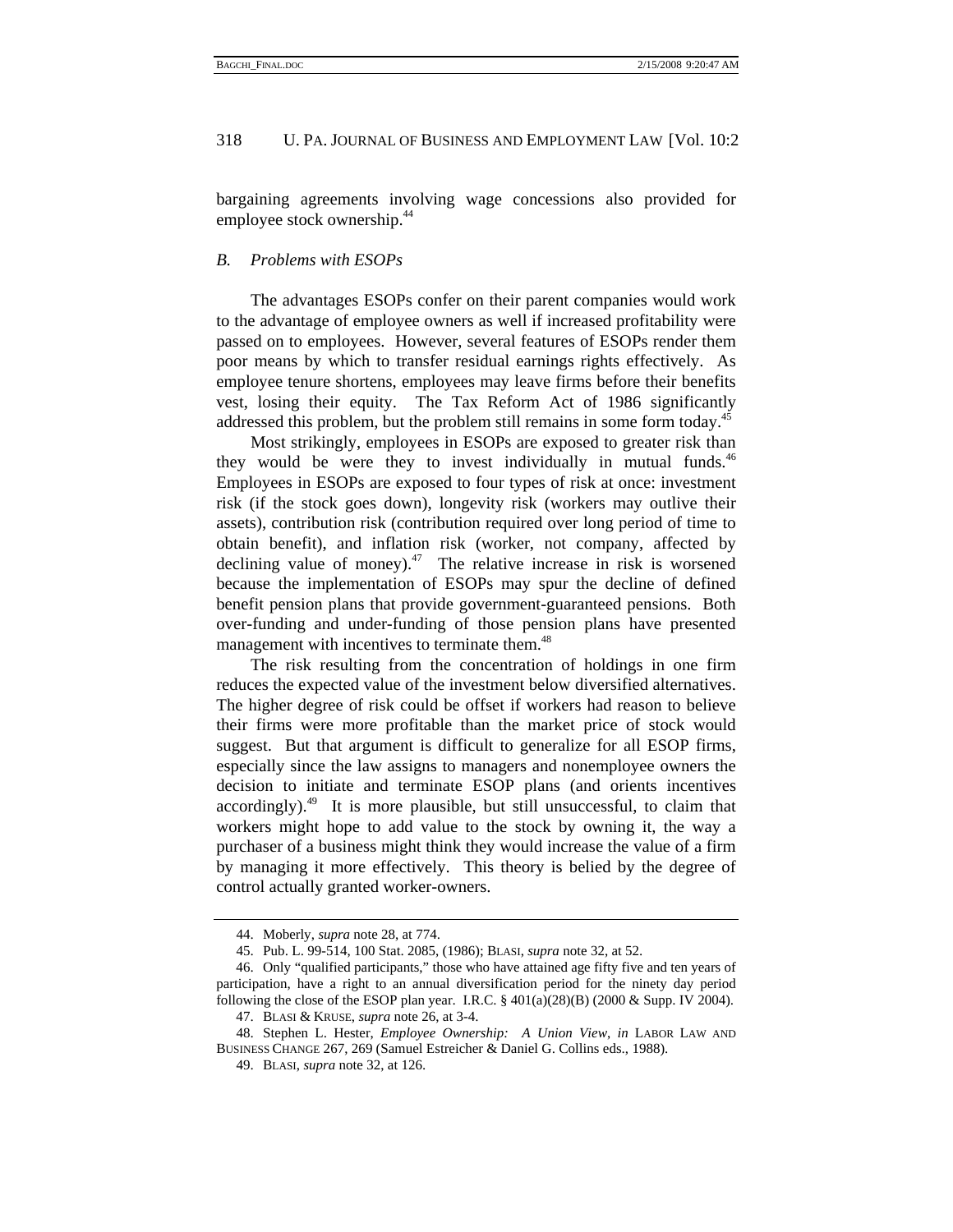bargaining agreements involving wage concessions also provided for employee stock ownership.[44]

### *B. Problems with ESOPs*

The advantages ESOPs confer on their parent companies would work to the advantage of employee owners as well if increased profitability were passed on to employees. However, several features of ESOPs render them poor means by which to transfer residual earnings rights effectively. As employee tenure shortens, employees may leave firms before their benefits vest, losing their equity. The Tax Reform Act of 1986 significantly addressed this problem, but the problem still remains in some form today.[45]

Most strikingly, employees in ESOPs are exposed to greater risk than they would be were they to invest individually in mutual funds.[46] Employees in ESOPs are exposed to four types of risk at once: investment risk (if the stock goes down), longevity risk (workers may outlive their assets), contribution risk (contribution required over long period of time to obtain benefit), and inflation risk (worker, not company, affected by declining value of money).[47] The relative increase in risk is worsened because the implementation of ESOPs may spur the decline of defined benefit pension plans that provide government-guaranteed pensions. Both over-funding and under-funding of those pension plans have presented management with incentives to terminate them.[48]

The risk resulting from the concentration of holdings in one firm reduces the expected value of the investment below diversified alternatives. The higher degree of risk could be offset if workers had reason to believe their firms were more profitable than the market price of stock would suggest. But that argument is difficult to generalize for all ESOP firms, especially since the law assigns to managers and nonemployee owners the decision to initiate and terminate ESOP plans (and orients incentives accordingly).[49] It is more plausible, but still unsuccessful, to claim that workers might hope to add value to the stock by owning it, the way a purchaser of a business might think they would increase the value of a firm by managing it more effectively. This theory is belied by the degree of control actually granted worker-owners.

---

44. Moberly, *supra* note 28, at 774.

45. Pub. L. 99-514, 100 Stat. 2085, (1986); BLASI, *supra* note 32, at 52.

46. Only "qualified participants," those who have attained age fifty five and ten years of participation, have a right to an annual diversification period for the ninety day period following the close of the ESOP plan year. I.R.C. § 401(a)(28)(B) (2000 & Supp. IV 2004).

47. BLASI & KRUSE, *supra* note 26, at 3-4.

48. Stephen L. Hester, *Employee Ownership: A Union View*, *in* LABOR LAW AND BUSINESS CHANGE 267, 269 (Samuel Estreicher & Daniel G. Collins eds., 1988).

49. BLASI, *supra* note 32, at 126.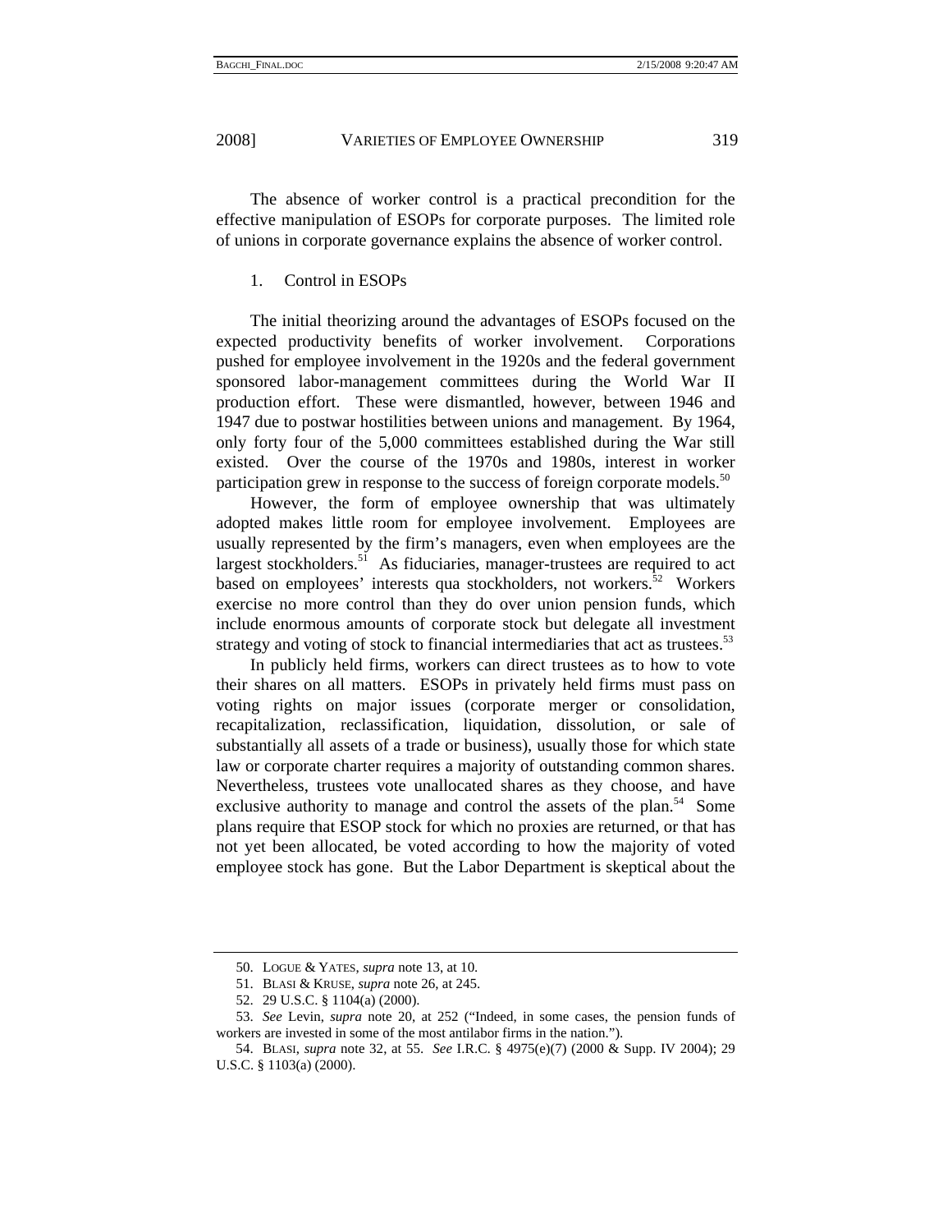The absence of worker control is a practical precondition for the effective manipulation of ESOPs for corporate purposes. The limited role of unions in corporate governance explains the absence of worker control.

1. Control in ESOPs

The initial theorizing around the advantages of ESOPs focused on the expected productivity benefits of worker involvement. Corporations pushed for employee involvement in the 1920s and the federal government sponsored labor-management committees during the World War II production effort. These were dismantled, however, between 1946 and 1947 due to postwar hostilities between unions and management. By 1964, only forty four of the 5,000 committees established during the War still existed. Over the course of the 1970s and 1980s, interest in worker participation grew in response to the success of foreign corporate models.[50]

However, the form of employee ownership that was ultimately adopted makes little room for employee involvement. Employees are usually represented by the firm's managers, even when employees are the largest stockholders.[51] As fiduciaries, manager-trustees are required to act based on employees' interests qua stockholders, not workers.[52] Workers exercise no more control than they do over union pension funds, which include enormous amounts of corporate stock but delegate all investment strategy and voting of stock to financial intermediaries that act as trustees.[53]

In publicly held firms, workers can direct trustees as to how to vote their shares on all matters. ESOPs in privately held firms must pass on voting rights on major issues (corporate merger or consolidation, recapitalization, reclassification, liquidation, dissolution, or sale of substantially all assets of a trade or business), usually those for which state law or corporate charter requires a majority of outstanding common shares. Nevertheless, trustees vote unallocated shares as they choose, and have exclusive authority to manage and control the assets of the plan.[54] Some plans require that ESOP stock for which no proxies are returned, or that has not yet been allocated, be voted according to how the majority of voted employee stock has gone. But the Labor Department is skeptical about the

---

50. LOGUE & YATES, *supra* note 13, at 10.

51. BLASI & KRUSE, *supra* note 26, at 245.

52. 29 U.S.C. § 1104(a) (2000).

53. *See* Levin, *supra* note 20, at 252 ("Indeed, in some cases, the pension funds of workers are invested in some of the most antilabor firms in the nation.").

54. BLASI, *supra* note 32, at 55. *See* I.R.C. § 4975(e)(7) (2000 & Supp. IV 2004); 29 U.S.C. § 1103(a) (2000).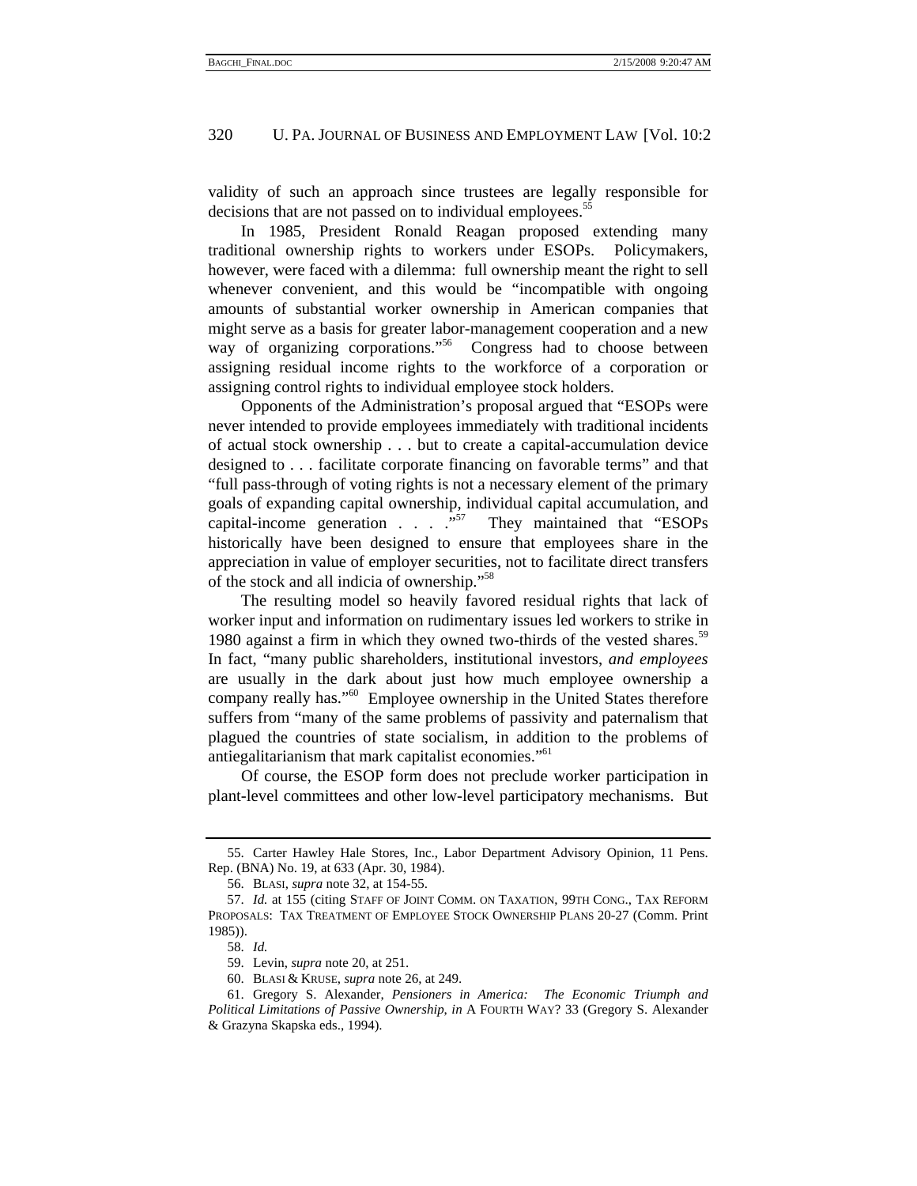validity of such an approach since trustees are legally responsible for decisions that are not passed on to individual employees.[55]

In 1985, President Ronald Reagan proposed extending many traditional ownership rights to workers under ESOPs. Policymakers, however, were faced with a dilemma: full ownership meant the right to sell whenever convenient, and this would be "incompatible with ongoing amounts of substantial worker ownership in American companies that might serve as a basis for greater labor-management cooperation and a new way of organizing corporations."[56] Congress had to choose between assigning residual income rights to the workforce of a corporation or assigning control rights to individual employee stock holders.

Opponents of the Administration's proposal argued that "ESOPs were never intended to provide employees immediately with traditional incidents of actual stock ownership . . . but to create a capital-accumulation device designed to . . . facilitate corporate financing on favorable terms" and that "full pass-through of voting rights is not a necessary element of the primary goals of expanding capital ownership, individual capital accumulation, and capital-income generation . . . ."[57] They maintained that "ESOPs historically have been designed to ensure that employees share in the appreciation in value of employer securities, not to facilitate direct transfers of the stock and all indicia of ownership."[58]

The resulting model so heavily favored residual rights that lack of worker input and information on rudimentary issues led workers to strike in 1980 against a firm in which they owned two-thirds of the vested shares.[59] In fact, "many public shareholders, institutional investors, *and employees* are usually in the dark about just how much employee ownership a company really has."[60] Employee ownership in the United States therefore suffers from "many of the same problems of passivity and paternalism that plagued the countries of state socialism, in addition to the problems of antiegalitarianism that mark capitalist economies."[61]

Of course, the ESOP form does not preclude worker participation in plant-level committees and other low-level participatory mechanisms. But

---

55. Carter Hawley Hale Stores, Inc., Labor Department Advisory Opinion, 11 Pens. Rep. (BNA) No. 19, at 633 (Apr. 30, 1984).

56. BLASI, *supra* note 32, at 154-55.

57. *Id.* at 155 (citing STAFF OF JOINT COMM. ON TAXATION, 99TH CONG., TAX REFORM PROPOSALS: TAX TREATMENT OF EMPLOYEE STOCK OWNERSHIP PLANS 20-27 (Comm. Print 1985)).

58. *Id.*

59. Levin, *supra* note 20, at 251.

60. BLASI & KRUSE, *supra* note 26, at 249.

61. Gregory S. Alexander, *Pensioners in America: The Economic Triumph and Political Limitations of Passive Ownership*, *in* A FOURTH WAY? 33 (Gregory S. Alexander & Grazyna Skapska eds., 1994).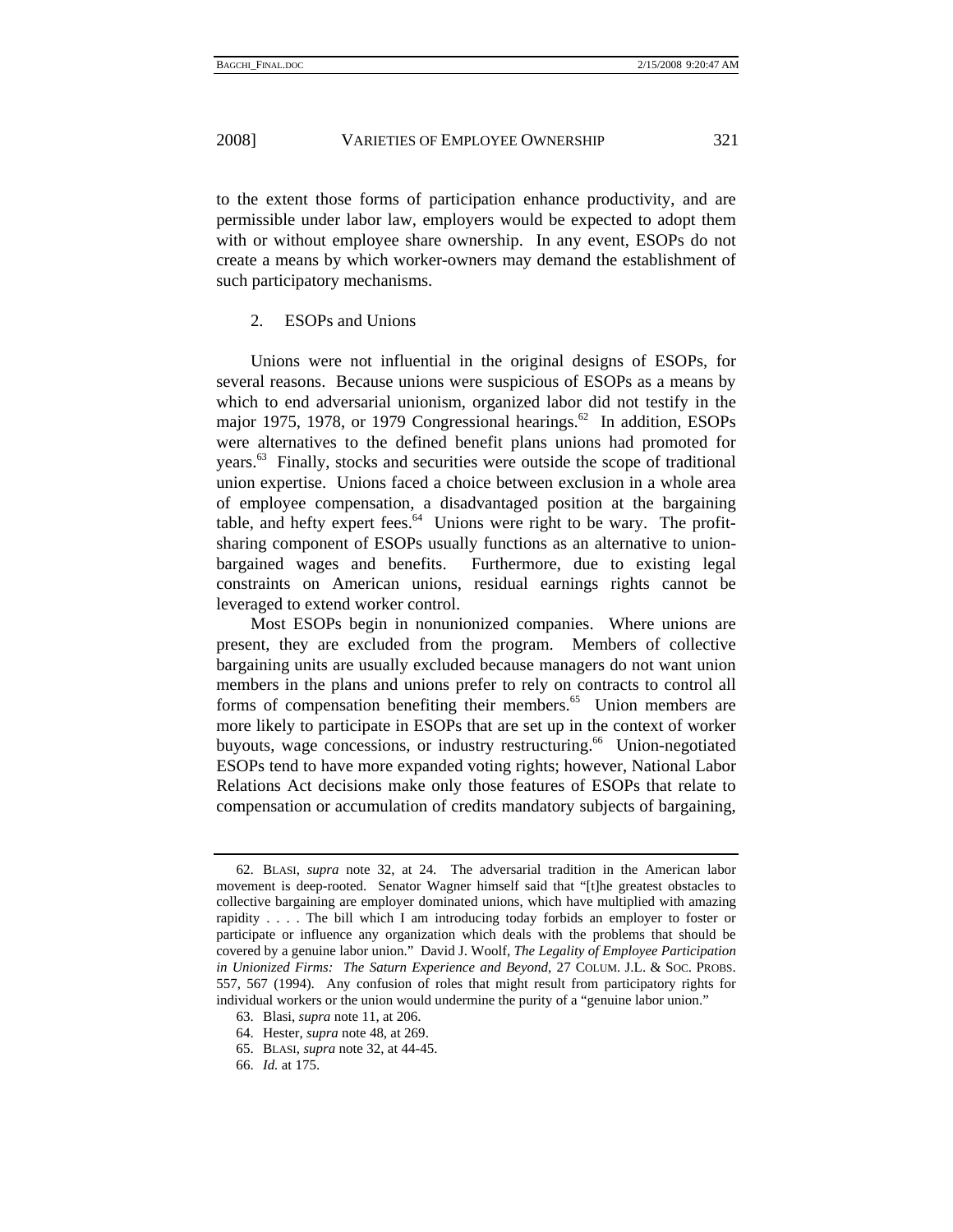to the extent those forms of participation enhance productivity, and are permissible under labor law, employers would be expected to adopt them with or without employee share ownership. In any event, ESOPs do not create a means by which worker-owners may demand the establishment of such participatory mechanisms.

### 2. ESOPs and Unions

Unions were not influential in the original designs of ESOPs, for several reasons. Because unions were suspicious of ESOPs as a means by which to end adversarial unionism, organized labor did not testify in the major 1975, 1978, or 1979 Congressional hearings.[62] In addition, ESOPs were alternatives to the defined benefit plans unions had promoted for years.[63] Finally, stocks and securities were outside the scope of traditional union expertise. Unions faced a choice between exclusion in a whole area of employee compensation, a disadvantaged position at the bargaining table, and hefty expert fees.[64] Unions were right to be wary. The profit-sharing component of ESOPs usually functions as an alternative to union-bargained wages and benefits. Furthermore, due to existing legal constraints on American unions, residual earnings rights cannot be leveraged to extend worker control.

Most ESOPs begin in nonunionized companies. Where unions are present, they are excluded from the program. Members of collective bargaining units are usually excluded because managers do not want union members in the plans and unions prefer to rely on contracts to control all forms of compensation benefiting their members.[65] Union members are more likely to participate in ESOPs that are set up in the context of worker buyouts, wage concessions, or industry restructuring.[66] Union-negotiated ESOPs tend to have more expanded voting rights; however, National Labor Relations Act decisions make only those features of ESOPs that relate to compensation or accumulation of credits mandatory subjects of bargaining,

---

62. BLASI, *supra* note 32, at 24. The adversarial tradition in the American labor movement is deep-rooted. Senator Wagner himself said that "[t]he greatest obstacles to collective bargaining are employer dominated unions, which have multiplied with amazing rapidity . . . . The bill which I am introducing today forbids an employer to foster or participate or influence any organization which deals with the problems that should be covered by a genuine labor union." David J. Woolf, *The Legality of Employee Participation in Unionized Firms: The Saturn Experience and Beyond*, 27 COLUM. J.L. & SOC. PROBS. 557, 567 (1994). Any confusion of roles that might result from participatory rights for individual workers or the union would undermine the purity of a "genuine labor union."

63. Blasi, *supra* note 11, at 206.

64. Hester, *supra* note 48, at 269.

65. BLASI, *supra* note 32, at 44-45.

66. *Id.* at 175.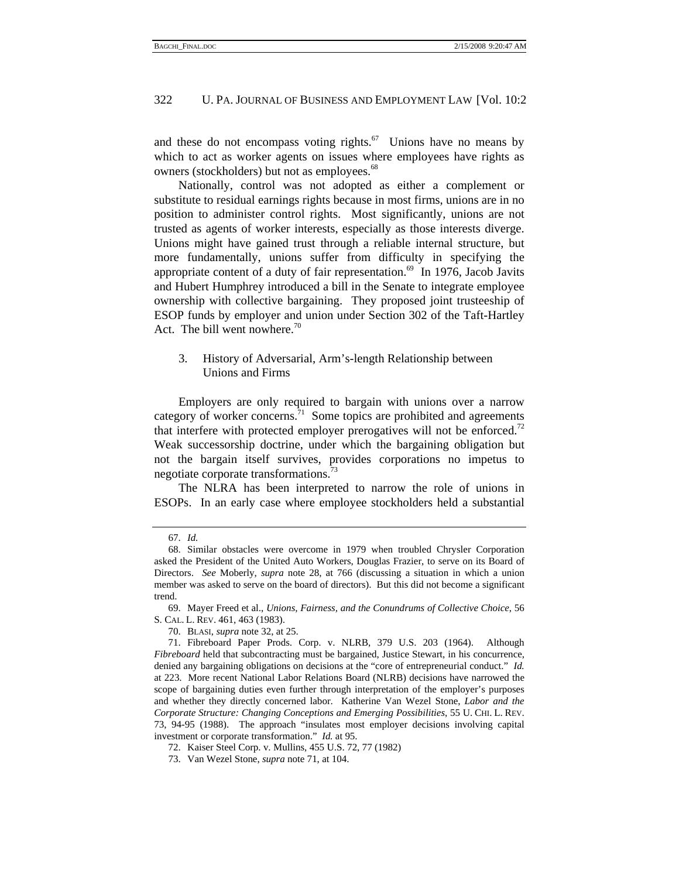and these do not encompass voting rights.[67] Unions have no means by which to act as worker agents on issues where employees have rights as owners (stockholders) but not as employees.[68]

Nationally, control was not adopted as either a complement or substitute to residual earnings rights because in most firms, unions are in no position to administer control rights. Most significantly, unions are not trusted as agents of worker interests, especially as those interests diverge. Unions might have gained trust through a reliable internal structure, but more fundamentally, unions suffer from difficulty in specifying the appropriate content of a duty of fair representation.[69] In 1976, Jacob Javits and Hubert Humphrey introduced a bill in the Senate to integrate employee ownership with collective bargaining. They proposed joint trusteeship of ESOP funds by employer and union under Section 302 of the Taft-Hartley Act. The bill went nowhere.[70]

### 3. History of Adversarial, Arm's-length Relationship between Unions and Firms

Employers are only required to bargain with unions over a narrow category of worker concerns.[71] Some topics are prohibited and agreements that interfere with protected employer prerogatives will not be enforced.[72] Weak successorship doctrine, under which the bargaining obligation but not the bargain itself survives, provides corporations no impetus to negotiate corporate transformations.[73]

The NLRA has been interpreted to narrow the role of unions in ESOPs. In an early case where employee stockholders held a substantial

---

67. *Id.*

68. Similar obstacles were overcome in 1979 when troubled Chrysler Corporation asked the President of the United Auto Workers, Douglas Frazier, to serve on its Board of Directors. *See* Moberly, *supra* note 28, at 766 (discussing a situation in which a union member was asked to serve on the board of directors). But this did not become a significant trend.

69. Mayer Freed et al., *Unions, Fairness, and the Conundrums of Collective Choice*, 56 S. CAL. L. REV. 461, 463 (1983).

70. BLASI, *supra* note 32, at 25.

71. Fibreboard Paper Prods. Corp. v. NLRB, 379 U.S. 203 (1964). Although *Fibreboard* held that subcontracting must be bargained, Justice Stewart, in his concurrence, denied any bargaining obligations on decisions at the "core of entrepreneurial conduct." *Id.* at 223. More recent National Labor Relations Board (NLRB) decisions have narrowed the scope of bargaining duties even further through interpretation of the employer's purposes and whether they directly concerned labor. Katherine Van Wezel Stone, *Labor and the Corporate Structure: Changing Conceptions and Emerging Possibilities*, 55 U. CHI. L. REV. 73, 94-95 (1988). The approach "insulates most employer decisions involving capital investment or corporate transformation." *Id.* at 95.

72. Kaiser Steel Corp. v. Mullins, 455 U.S. 72, 77 (1982)

73. Van Wezel Stone, *supra* note 71, at 104.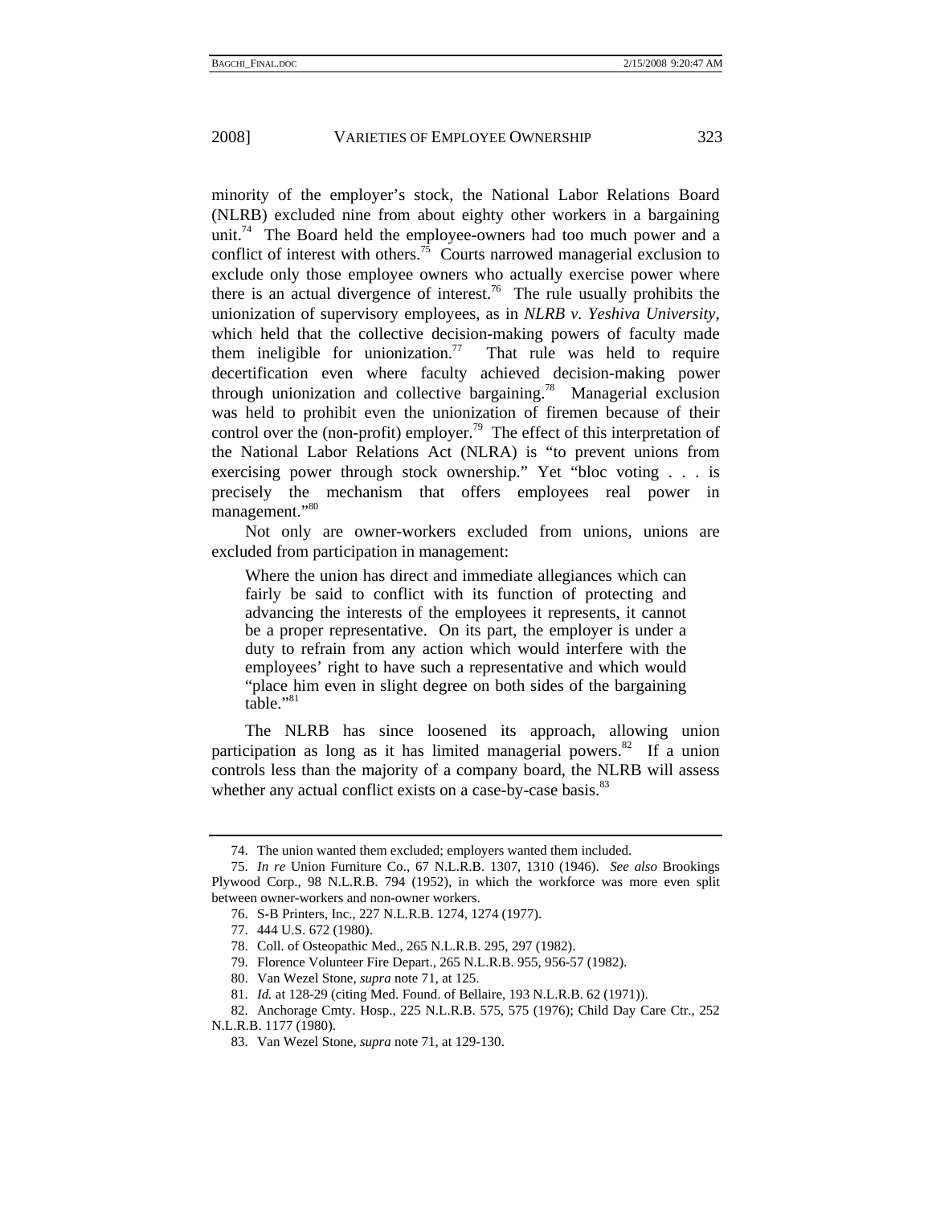minority of the employer's stock, the National Labor Relations Board (NLRB) excluded nine from about eighty other workers in a bargaining unit.[74] The Board held the employee-owners had too much power and a conflict of interest with others.[75] Courts narrowed managerial exclusion to exclude only those employee owners who actually exercise power where there is an actual divergence of interest.[76] The rule usually prohibits the unionization of supervisory employees, as in *NLRB v. Yeshiva University*, which held that the collective decision-making powers of faculty made them ineligible for unionization.[77] That rule was held to require decertification even where faculty achieved decision-making power through unionization and collective bargaining.[78] Managerial exclusion was held to prohibit even the unionization of firemen because of their control over the (non-profit) employer.[79] The effect of this interpretation of the National Labor Relations Act (NLRA) is "to prevent unions from exercising power through stock ownership." Yet "bloc voting . . . is precisely the mechanism that offers employees real power in management."[80]

Not only are owner-workers excluded from unions, unions are excluded from participation in management:

> Where the union has direct and immediate allegiances which can fairly be said to conflict with its function of protecting and advancing the interests of the employees it represents, it cannot be a proper representative. On its part, the employer is under a duty to refrain from any action which would interfere with the employees' right to have such a representative and which would "place him even in slight degree on both sides of the bargaining table."[81]

The NLRB has since loosened its approach, allowing union participation as long as it has limited managerial powers.[82] If a union controls less than the majority of a company board, the NLRB will assess whether any actual conflict exists on a case-by-case basis.[83]

---

74. The union wanted them excluded; employers wanted them included.

75. *In re* Union Furniture Co., 67 N.L.R.B. 1307, 1310 (1946). *See also* Brookings Plywood Corp., 98 N.L.R.B. 794 (1952), in which the workforce was more even split between owner-workers and non-owner workers.

76. S-B Printers, Inc., 227 N.L.R.B. 1274, 1274 (1977).

77. 444 U.S. 672 (1980).

78. Coll. of Osteopathic Med., 265 N.L.R.B. 295, 297 (1982).

79. Florence Volunteer Fire Depart., 265 N.L.R.B. 955, 956-57 (1982).

80. Van Wezel Stone, *supra* note 71, at 125.

81. *Id.* at 128-29 (citing Med. Found. of Bellaire, 193 N.L.R.B. 62 (1971)).

82. Anchorage Cmty. Hosp., 225 N.L.R.B. 575, 575 (1976); Child Day Care Ctr., 252 N.L.R.B. 1177 (1980).

83. Van Wezel Stone, *supra* note 71, at 129-130.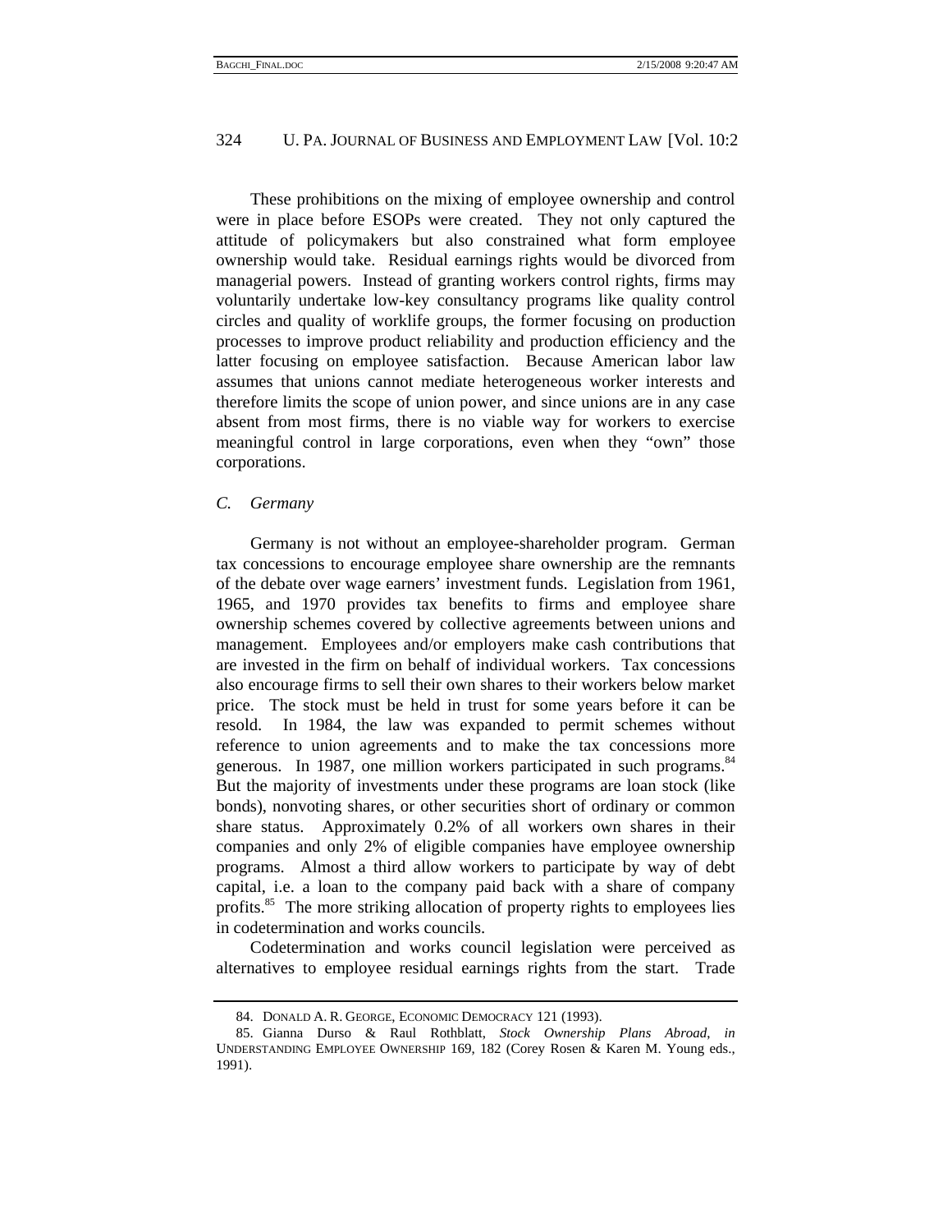These prohibitions on the mixing of employee ownership and control were in place before ESOPs were created. They not only captured the attitude of policymakers but also constrained what form employee ownership would take. Residual earnings rights would be divorced from managerial powers. Instead of granting workers control rights, firms may voluntarily undertake low-key consultancy programs like quality control circles and quality of worklife groups, the former focusing on production processes to improve product reliability and production efficiency and the latter focusing on employee satisfaction. Because American labor law assumes that unions cannot mediate heterogeneous worker interests and therefore limits the scope of union power, and since unions are in any case absent from most firms, there is no viable way for workers to exercise meaningful control in large corporations, even when they "own" those corporations.

### *C. Germany*

Germany is not without an employee-shareholder program. German tax concessions to encourage employee share ownership are the remnants of the debate over wage earners' investment funds. Legislation from 1961, 1965, and 1970 provides tax benefits to firms and employee share ownership schemes covered by collective agreements between unions and management. Employees and/or employers make cash contributions that are invested in the firm on behalf of individual workers. Tax concessions also encourage firms to sell their own shares to their workers below market price. The stock must be held in trust for some years before it can be resold. In 1984, the law was expanded to permit schemes without reference to union agreements and to make the tax concessions more generous. In 1987, one million workers participated in such programs.[84] But the majority of investments under these programs are loan stock (like bonds), nonvoting shares, or other securities short of ordinary or common share status. Approximately 0.2% of all workers own shares in their companies and only 2% of eligible companies have employee ownership programs. Almost a third allow workers to participate by way of debt capital, i.e. a loan to the company paid back with a share of company profits.[85] The more striking allocation of property rights to employees lies in codetermination and works councils.

Codetermination and works council legislation were perceived as alternatives to employee residual earnings rights from the start. Trade

---

84. DONALD A. R. GEORGE, ECONOMIC DEMOCRACY 121 (1993).

85. Gianna Durso & Raul Rothblatt, *Stock Ownership Plans Abroad*, *in* UNDERSTANDING EMPLOYEE OWNERSHIP 169, 182 (Corey Rosen & Karen M. Young eds., 1991).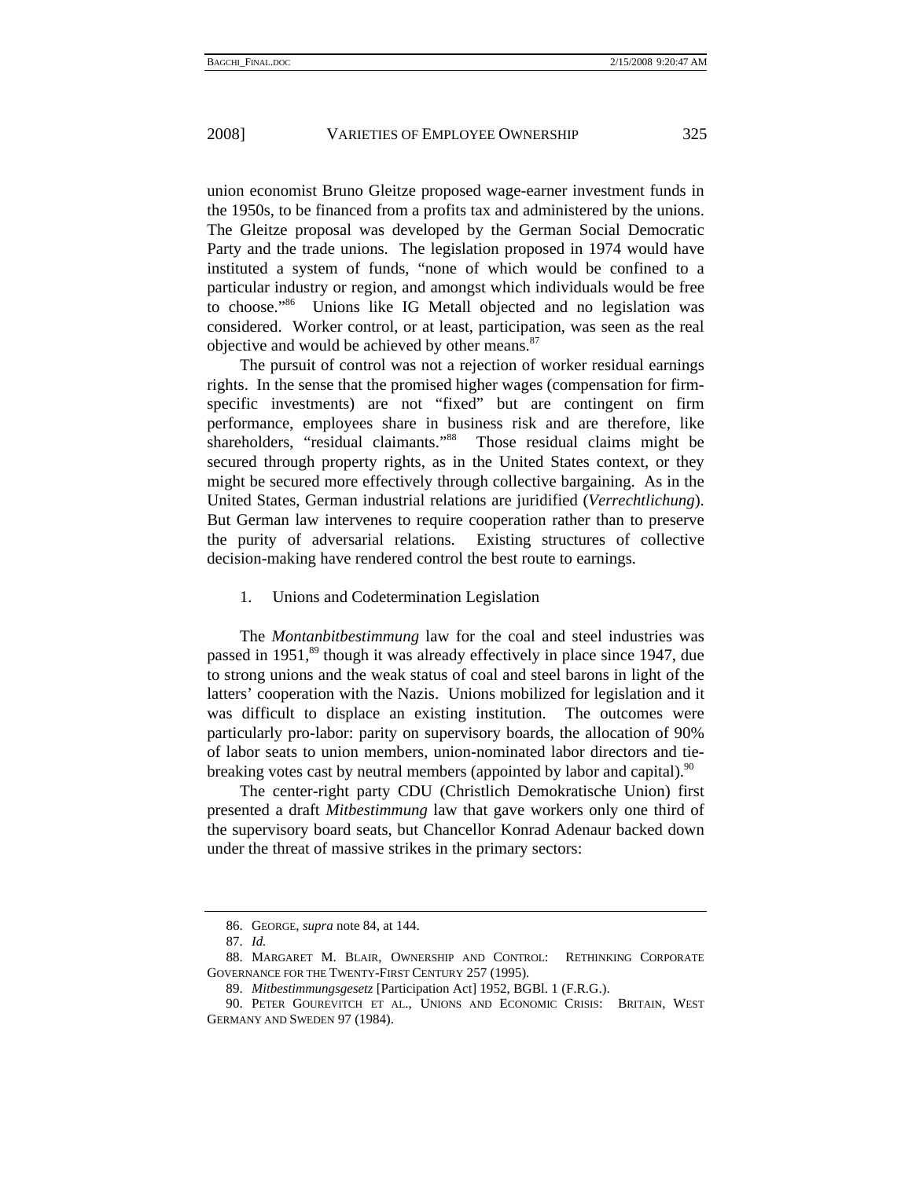union economist Bruno Gleitze proposed wage-earner investment funds in the 1950s, to be financed from a profits tax and administered by the unions. The Gleitze proposal was developed by the German Social Democratic Party and the trade unions. The legislation proposed in 1974 would have instituted a system of funds, "none of which would be confined to a particular industry or region, and amongst which individuals would be free to choose."[86] Unions like IG Metall objected and no legislation was considered. Worker control, or at least, participation, was seen as the real objective and would be achieved by other means.[87]

The pursuit of control was not a rejection of worker residual earnings rights. In the sense that the promised higher wages (compensation for firm-specific investments) are not "fixed" but are contingent on firm performance, employees share in business risk and are therefore, like shareholders, "residual claimants."[88] Those residual claims might be secured through property rights, as in the United States context, or they might be secured more effectively through collective bargaining. As in the United States, German industrial relations are juridified (*Verrechtlichung*). But German law intervenes to require cooperation rather than to preserve the purity of adversarial relations. Existing structures of collective decision-making have rendered control the best route to earnings.

1. Unions and Codetermination Legislation

The *Montanbitbestimmung* law for the coal and steel industries was passed in 1951,[89] though it was already effectively in place since 1947, due to strong unions and the weak status of coal and steel barons in light of the latters' cooperation with the Nazis. Unions mobilized for legislation and it was difficult to displace an existing institution. The outcomes were particularly pro-labor: parity on supervisory boards, the allocation of 90% of labor seats to union members, union-nominated labor directors and tie-breaking votes cast by neutral members (appointed by labor and capital).[90]

The center-right party CDU (Christlich Demokratische Union) first presented a draft *Mitbestimmung* law that gave workers only one third of the supervisory board seats, but Chancellor Konrad Adenaur backed down under the threat of massive strikes in the primary sectors:

---

86. GEORGE, *supra* note 84, at 144.

87. *Id.*

88. MARGARET M. BLAIR, OWNERSHIP AND CONTROL: RETHINKING CORPORATE GOVERNANCE FOR THE TWENTY-FIRST CENTURY 257 (1995).

89. *Mitbestimmungsgesetz* [Participation Act] 1952, BGBl. 1 (F.R.G.).

90. PETER GOUREVITCH ET AL., UNIONS AND ECONOMIC CRISIS: BRITAIN, WEST GERMANY AND SWEDEN 97 (1984).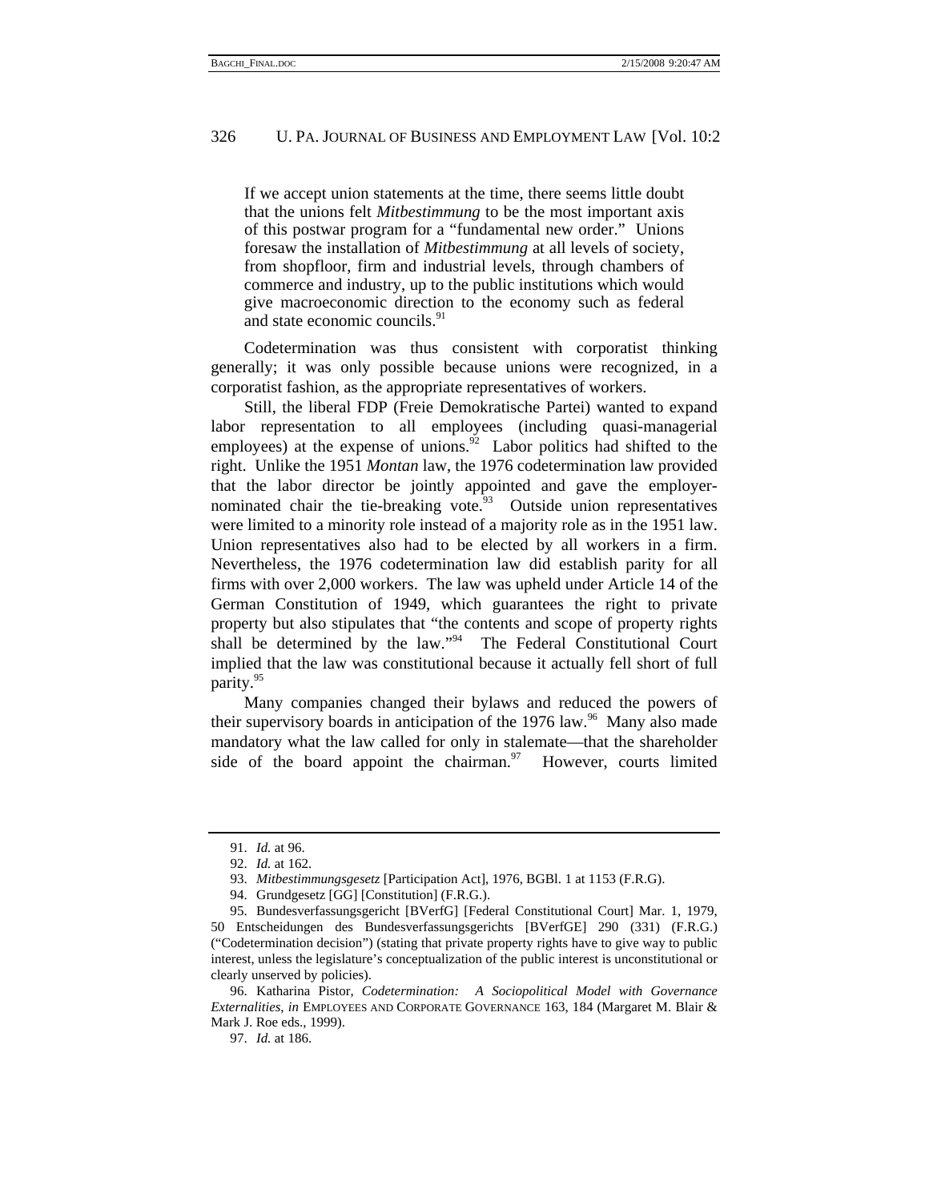> If we accept union statements at the time, there seems little doubt that the unions felt *Mitbestimmung* to be the most important axis of this postwar program for a "fundamental new order." Unions foresaw the installation of *Mitbestimmung* at all levels of society, from shopfloor, firm and industrial levels, through chambers of commerce and industry, up to the public institutions which would give macroeconomic direction to the economy such as federal and state economic councils.[91]

Codetermination was thus consistent with corporatist thinking generally; it was only possible because unions were recognized, in a corporatist fashion, as the appropriate representatives of workers.

Still, the liberal FDP (Freie Demokratische Partei) wanted to expand labor representation to all employees (including quasi-managerial employees) at the expense of unions.[92] Labor politics had shifted to the right. Unlike the 1951 *Montan* law, the 1976 codetermination law provided that the labor director be jointly appointed and gave the employer-nominated chair the tie-breaking vote.[93] Outside union representatives were limited to a minority role instead of a majority role as in the 1951 law. Union representatives also had to be elected by all workers in a firm. Nevertheless, the 1976 codetermination law did establish parity for all firms with over 2,000 workers. The law was upheld under Article 14 of the German Constitution of 1949, which guarantees the right to private property but also stipulates that "the contents and scope of property rights shall be determined by the law."[94] The Federal Constitutional Court implied that the law was constitutional because it actually fell short of full parity.[95]

Many companies changed their bylaws and reduced the powers of their supervisory boards in anticipation of the 1976 law.[96] Many also made mandatory what the law called for only in stalemate—that the shareholder side of the board appoint the chairman.[97] However, courts limited

---

91. *Id.* at 96.

92. *Id.* at 162.

93. *Mitbestimmungsgesetz* [Participation Act], 1976, BGBl. 1 at 1153 (F.R.G).

94. Grundgesetz [GG] [Constitution] (F.R.G.).

95. Bundesverfassungsgericht [BVerfG] [Federal Constitutional Court] Mar. 1, 1979, 50 Entscheidungen des Bundesverfassungsgerichts [BVerfGE] 290 (331) (F.R.G.) ("Codetermination decision") (stating that private property rights have to give way to public interest, unless the legislature's conceptualization of the public interest is unconstitutional or clearly unserved by policies).

96. Katharina Pistor, *Codetermination: A Sociopolitical Model with Governance Externalities*, *in* EMPLOYEES AND CORPORATE GOVERNANCE 163, 184 (Margaret M. Blair & Mark J. Roe eds., 1999).

97. *Id.* at 186.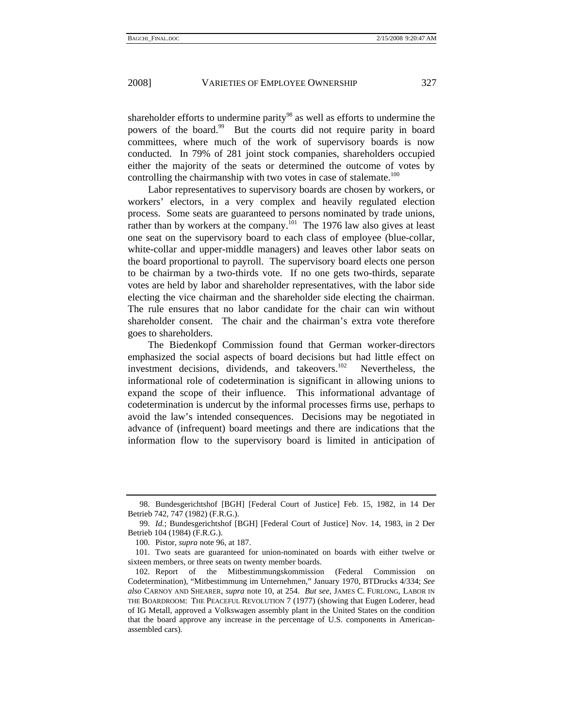shareholder efforts to undermine parity[98] as well as efforts to undermine the powers of the board.[99] But the courts did not require parity in board committees, where much of the work of supervisory boards is now conducted. In 79% of 281 joint stock companies, shareholders occupied either the majority of the seats or determined the outcome of votes by controlling the chairmanship with two votes in case of stalemate.[100]

Labor representatives to supervisory boards are chosen by workers, or workers' electors, in a very complex and heavily regulated election process. Some seats are guaranteed to persons nominated by trade unions, rather than by workers at the company.[101] The 1976 law also gives at least one seat on the supervisory board to each class of employee (blue-collar, white-collar and upper-middle managers) and leaves other labor seats on the board proportional to payroll. The supervisory board elects one person to be chairman by a two-thirds vote. If no one gets two-thirds, separate votes are held by labor and shareholder representatives, with the labor side electing the vice chairman and the shareholder side electing the chairman. The rule ensures that no labor candidate for the chair can win without shareholder consent. The chair and the chairman's extra vote therefore goes to shareholders.

The Biedenkopf Commission found that German worker-directors emphasized the social aspects of board decisions but had little effect on investment decisions, dividends, and takeovers.[102] Nevertheless, the informational role of codetermination is significant in allowing unions to expand the scope of their influence. This informational advantage of codetermination is undercut by the informal processes firms use, perhaps to avoid the law's intended consequences. Decisions may be negotiated in advance of (infrequent) board meetings and there are indications that the information flow to the supervisory board is limited in anticipation of

---

98. Bundesgerichtshof [BGH] [Federal Court of Justice] Feb. 15, 1982, in 14 Der Betrieb 742, 747 (1982) (F.R.G.).

99. *Id.*; Bundesgerichtshof [BGH] [Federal Court of Justice] Nov. 14, 1983, in 2 Der Betrieb 104 (1984) (F.R.G.).

100. Pistor, *supra* note 96, at 187.

101. Two seats are guaranteed for union-nominated on boards with either twelve or sixteen members, or three seats on twenty member boards.

102. Report of the Mitbestimmungskommission (Federal Commission on Codetermination), "Mitbestimmung im Unternehmen," January 1970, BTDrucks 4/334; *See also* CARNOY AND SHEARER, *supra* note 10, at 254. *But see*, JAMES C. FURLONG, LABOR IN THE BOARDROOM: THE PEACEFUL REVOLUTION 7 (1977) (showing that Eugen Loderer, head of IG Metall, approved a Volkswagen assembly plant in the United States on the condition that the board approve any increase in the percentage of U.S. components in American-assembled cars).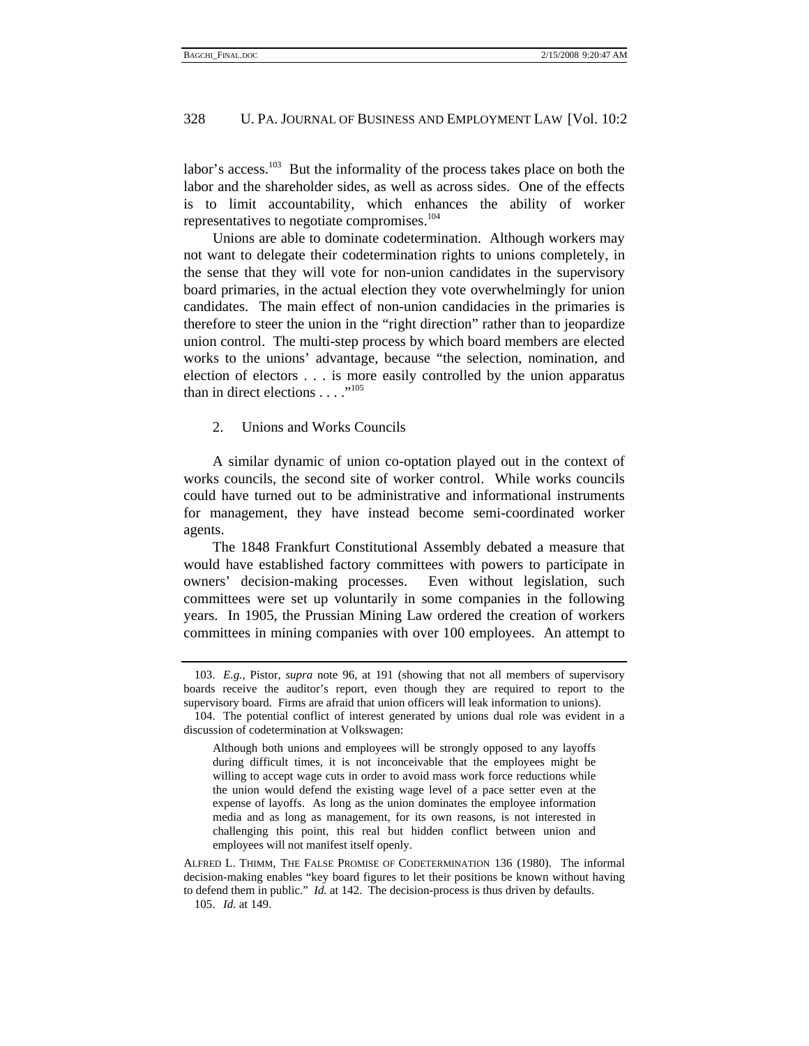labor's access.[103] But the informality of the process takes place on both the labor and the shareholder sides, as well as across sides. One of the effects is to limit accountability, which enhances the ability of worker representatives to negotiate compromises.[104]

Unions are able to dominate codetermination. Although workers may not want to delegate their codetermination rights to unions completely, in the sense that they will vote for non-union candidates in the supervisory board primaries, in the actual election they vote overwhelmingly for union candidates. The main effect of non-union candidacies in the primaries is therefore to steer the union in the "right direction" rather than to jeopardize union control. The multi-step process by which board members are elected works to the unions' advantage, because "the selection, nomination, and election of electors . . . is more easily controlled by the union apparatus than in direct elections . . . ."[105]

2. Unions and Works Councils

A similar dynamic of union co-optation played out in the context of works councils, the second site of worker control. While works councils could have turned out to be administrative and informational instruments for management, they have instead become semi-coordinated worker agents.

The 1848 Frankfurt Constitutional Assembly debated a measure that would have established factory committees with powers to participate in owners' decision-making processes. Even without legislation, such committees were set up voluntarily in some companies in the following years. In 1905, the Prussian Mining Law ordered the creation of workers committees in mining companies with over 100 employees. An attempt to

---

103. *E.g.*, Pistor, *supra* note 96, at 191 (showing that not all members of supervisory boards receive the auditor's report, even though they are required to report to the supervisory board. Firms are afraid that union officers will leak information to unions).

104. The potential conflict of interest generated by unions dual role was evident in a discussion of codetermination at Volkswagen:

> Although both unions and employees will be strongly opposed to any layoffs during difficult times, it is not inconceivable that the employees might be willing to accept wage cuts in order to avoid mass work force reductions while the union would defend the existing wage level of a pace setter even at the expense of layoffs. As long as the union dominates the employee information media and as long as management, for its own reasons, is not interested in challenging this point, this real but hidden conflict between union and employees will not manifest itself openly.

ALFRED L. THIMM, THE FALSE PROMISE OF CODETERMINATION 136 (1980). The informal decision-making enables "key board figures to let their positions be known without having to defend them in public." *Id.* at 142. The decision-process is thus driven by defaults.

105. *Id.* at 149.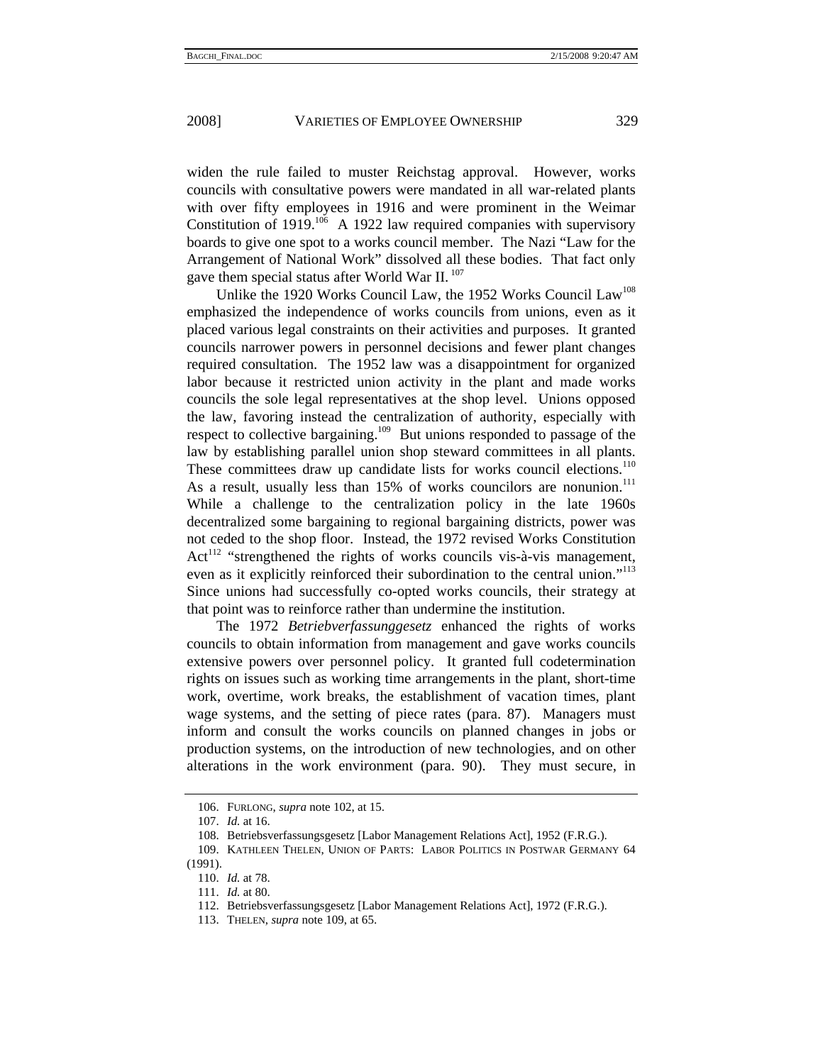widen the rule failed to muster Reichstag approval. However, works councils with consultative powers were mandated in all war-related plants with over fifty employees in 1916 and were prominent in the Weimar Constitution of 1919.[106] A 1922 law required companies with supervisory boards to give one spot to a works council member. The Nazi "Law for the Arrangement of National Work" dissolved all these bodies. That fact only gave them special status after World War II.[107]

Unlike the 1920 Works Council Law, the 1952 Works Council Law[108] emphasized the independence of works councils from unions, even as it placed various legal constraints on their activities and purposes. It granted councils narrower powers in personnel decisions and fewer plant changes required consultation. The 1952 law was a disappointment for organized labor because it restricted union activity in the plant and made works councils the sole legal representatives at the shop level. Unions opposed the law, favoring instead the centralization of authority, especially with respect to collective bargaining.[109] But unions responded to passage of the law by establishing parallel union shop steward committees in all plants. These committees draw up candidate lists for works council elections.[110] As a result, usually less than 15% of works councilors are nonunion.[111] While a challenge to the centralization policy in the late 1960s decentralized some bargaining to regional bargaining districts, power was not ceded to the shop floor. Instead, the 1972 revised Works Constitution Act[112] "strengthened the rights of works councils vis-à-vis management, even as it explicitly reinforced their subordination to the central union."[113] Since unions had successfully co-opted works councils, their strategy at that point was to reinforce rather than undermine the institution.

The 1972 *Betriebverfassunggesetz* enhanced the rights of works councils to obtain information from management and gave works councils extensive powers over personnel policy. It granted full codetermination rights on issues such as working time arrangements in the plant, short-time work, overtime, work breaks, the establishment of vacation times, plant wage systems, and the setting of piece rates (para. 87). Managers must inform and consult the works councils on planned changes in jobs or production systems, on the introduction of new technologies, and on other alterations in the work environment (para. 90). They must secure, in

---

106. FURLONG, *supra* note 102, at 15.

107. *Id.* at 16.

108. Betriebsverfassungsgesetz [Labor Management Relations Act], 1952 (F.R.G.).

109. KATHLEEN THELEN, UNION OF PARTS: LABOR POLITICS IN POSTWAR GERMANY 64 (1991).

110. *Id.* at 78.

111. *Id.* at 80.

112. Betriebsverfassungsgesetz [Labor Management Relations Act], 1972 (F.R.G.).

113. THELEN, *supra* note 109, at 65.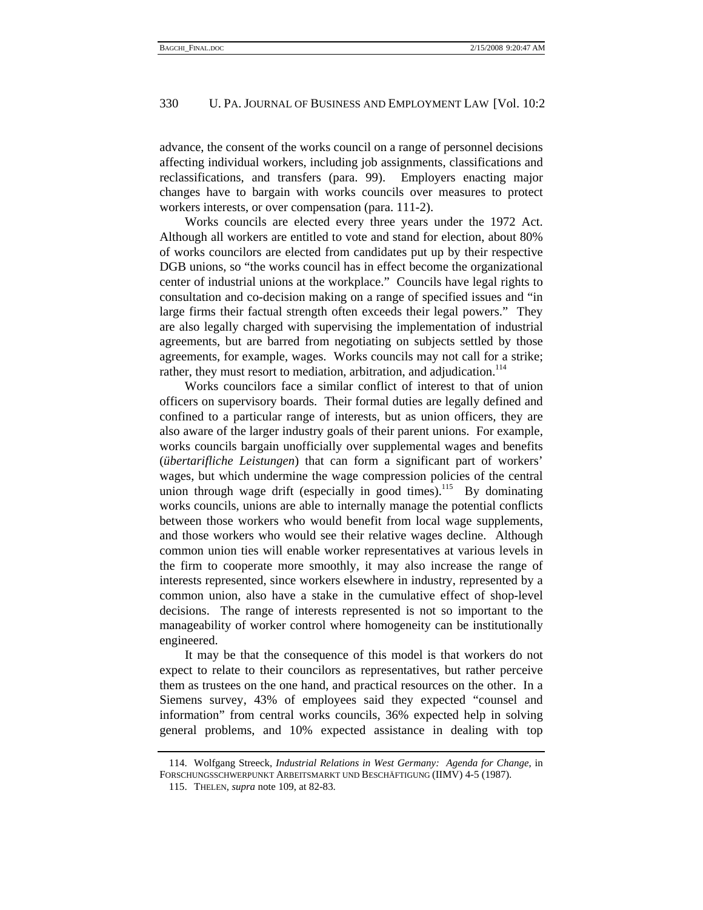advance, the consent of the works council on a range of personnel decisions affecting individual workers, including job assignments, classifications and reclassifications, and transfers (para. 99). Employers enacting major changes have to bargain with works councils over measures to protect workers interests, or over compensation (para. 111-2).

Works councils are elected every three years under the 1972 Act. Although all workers are entitled to vote and stand for election, about 80% of works councilors are elected from candidates put up by their respective DGB unions, so "the works council has in effect become the organizational center of industrial unions at the workplace." Councils have legal rights to consultation and co-decision making on a range of specified issues and "in large firms their factual strength often exceeds their legal powers." They are also legally charged with supervising the implementation of industrial agreements, but are barred from negotiating on subjects settled by those agreements, for example, wages. Works councils may not call for a strike; rather, they must resort to mediation, arbitration, and adjudication.[114]

Works councilors face a similar conflict of interest to that of union officers on supervisory boards. Their formal duties are legally defined and confined to a particular range of interests, but as union officers, they are also aware of the larger industry goals of their parent unions. For example, works councils bargain unofficially over supplemental wages and benefits (*übertarifliche Leistungen*) that can form a significant part of workers' wages, but which undermine the wage compression policies of the central union through wage drift (especially in good times).[115] By dominating works councils, unions are able to internally manage the potential conflicts between those workers who would benefit from local wage supplements, and those workers who would see their relative wages decline. Although common union ties will enable worker representatives at various levels in the firm to cooperate more smoothly, it may also increase the range of interests represented, since workers elsewhere in industry, represented by a common union, also have a stake in the cumulative effect of shop-level decisions. The range of interests represented is not so important to the manageability of worker control where homogeneity can be institutionally engineered.

It may be that the consequence of this model is that workers do not expect to relate to their councilors as representatives, but rather perceive them as trustees on the one hand, and practical resources on the other. In a Siemens survey, 43% of employees said they expected "counsel and information" from central works councils, 36% expected help in solving general problems, and 10% expected assistance in dealing with top

---

114. Wolfgang Streeck, *Industrial Relations in West Germany: Agenda for Change*, in FORSCHUNGSSCHWERPUNKT ARBEITSMARKT UND BESCHÄFTIGUNG (IIMV) 4-5 (1987).

115. THELEN, *supra* note 109, at 82-83.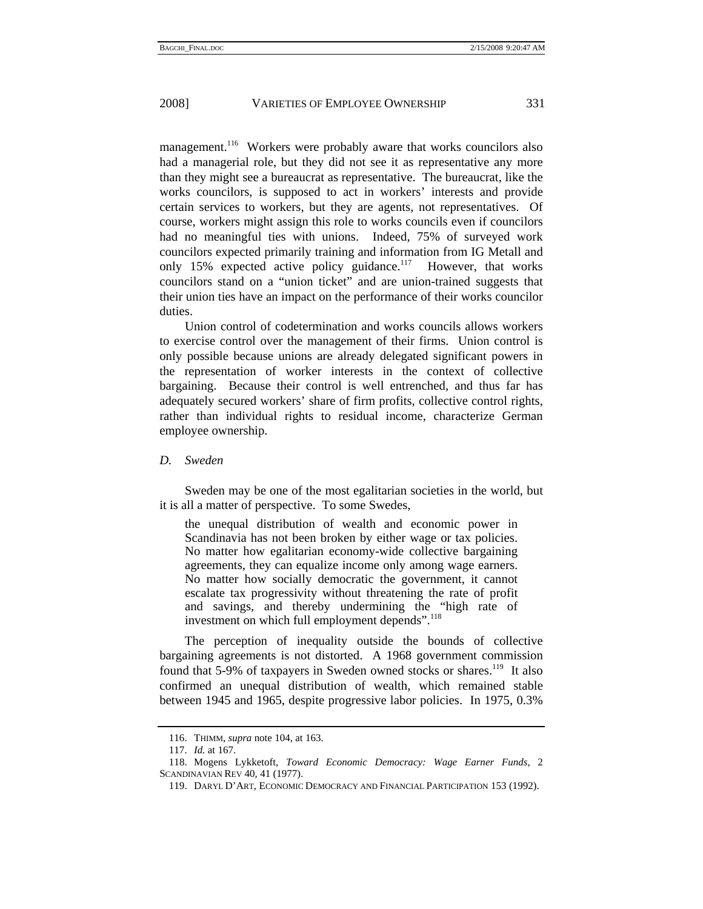management.[116] Workers were probably aware that works councilors also had a managerial role, but they did not see it as representative any more than they might see a bureaucrat as representative. The bureaucrat, like the works councilors, is supposed to act in workers' interests and provide certain services to workers, but they are agents, not representatives. Of course, workers might assign this role to works councils even if councilors had no meaningful ties with unions. Indeed, 75% of surveyed work councilors expected primarily training and information from IG Metall and only 15% expected active policy guidance.[117] However, that works councilors stand on a "union ticket" and are union-trained suggests that their union ties have an impact on the performance of their works councilor duties.

Union control of codetermination and works councils allows workers to exercise control over the management of their firms. Union control is only possible because unions are already delegated significant powers in the representation of worker interests in the context of collective bargaining. Because their control is well entrenched, and thus far has adequately secured workers' share of firm profits, collective control rights, rather than individual rights to residual income, characterize German employee ownership.

### *D. Sweden*

Sweden may be one of the most egalitarian societies in the world, but it is all a matter of perspective. To some Swedes,

> the unequal distribution of wealth and economic power in Scandinavia has not been broken by either wage or tax policies. No matter how egalitarian economy-wide collective bargaining agreements, they can equalize income only among wage earners. No matter how socially democratic the government, it cannot escalate tax progressivity without threatening the rate of profit and savings, and thereby undermining the "high rate of investment on which full employment depends".[118]

The perception of inequality outside the bounds of collective bargaining agreements is not distorted. A 1968 government commission found that 5-9% of taxpayers in Sweden owned stocks or shares.[119] It also confirmed an unequal distribution of wealth, which remained stable between 1945 and 1965, despite progressive labor policies. In 1975, 0.3%

---

116. THIMM, *supra* note 104, at 163.

117. *Id.* at 167.

118. Mogens Lykketoft, *Toward Economic Democracy: Wage Earner Funds*, 2 SCANDINAVIAN REV 40, 41 (1977).

119. DARYL D'ART, ECONOMIC DEMOCRACY AND FINANCIAL PARTICIPATION 153 (1992).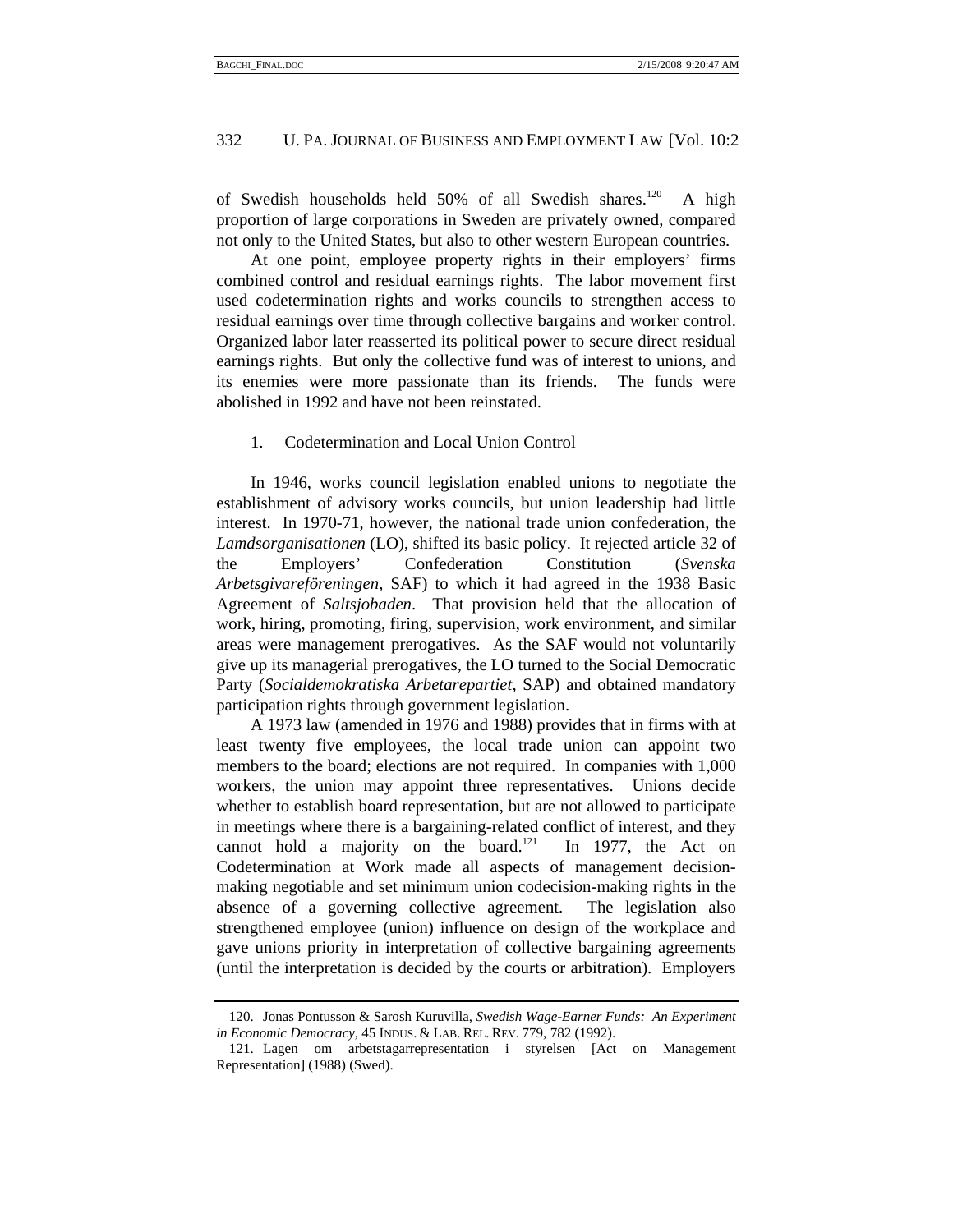of Swedish households held 50% of all Swedish shares.[120] A high proportion of large corporations in Sweden are privately owned, compared not only to the United States, but also to other western European countries.

At one point, employee property rights in their employers' firms combined control and residual earnings rights. The labor movement first used codetermination rights and works councils to strengthen access to residual earnings over time through collective bargains and worker control. Organized labor later reasserted its political power to secure direct residual earnings rights. But only the collective fund was of interest to unions, and its enemies were more passionate than its friends. The funds were abolished in 1992 and have not been reinstated.

1. Codetermination and Local Union Control

In 1946, works council legislation enabled unions to negotiate the establishment of advisory works councils, but union leadership had little interest. In 1970-71, however, the national trade union confederation, the *Lamdsorganisationen* (LO), shifted its basic policy. It rejected article 32 of the Employers' Confederation Constitution (*Svenska Arbetsgivareföreningen*, SAF) to which it had agreed in the 1938 Basic Agreement of *Saltsjobaden*. That provision held that the allocation of work, hiring, promoting, firing, supervision, work environment, and similar areas were management prerogatives. As the SAF would not voluntarily give up its managerial prerogatives, the LO turned to the Social Democratic Party (*Socialdemokratiska Arbetarepartiet*, SAP) and obtained mandatory participation rights through government legislation.

A 1973 law (amended in 1976 and 1988) provides that in firms with at least twenty five employees, the local trade union can appoint two members to the board; elections are not required. In companies with 1,000 workers, the union may appoint three representatives. Unions decide whether to establish board representation, but are not allowed to participate in meetings where there is a bargaining-related conflict of interest, and they cannot hold a majority on the board.[121] In 1977, the Act on Codetermination at Work made all aspects of management decision-making negotiable and set minimum union codecision-making rights in the absence of a governing collective agreement. The legislation also strengthened employee (union) influence on design of the workplace and gave unions priority in interpretation of collective bargaining agreements (until the interpretation is decided by the courts or arbitration). Employers

---

120. Jonas Pontusson & Sarosh Kuruvilla, *Swedish Wage-Earner Funds: An Experiment in Economic Democracy*, 45 INDUS. & LAB. REL. REV. 779, 782 (1992).

121. Lagen om arbetstagarrepresentation i styrelsen [Act on Management Representation] (1988) (Swed).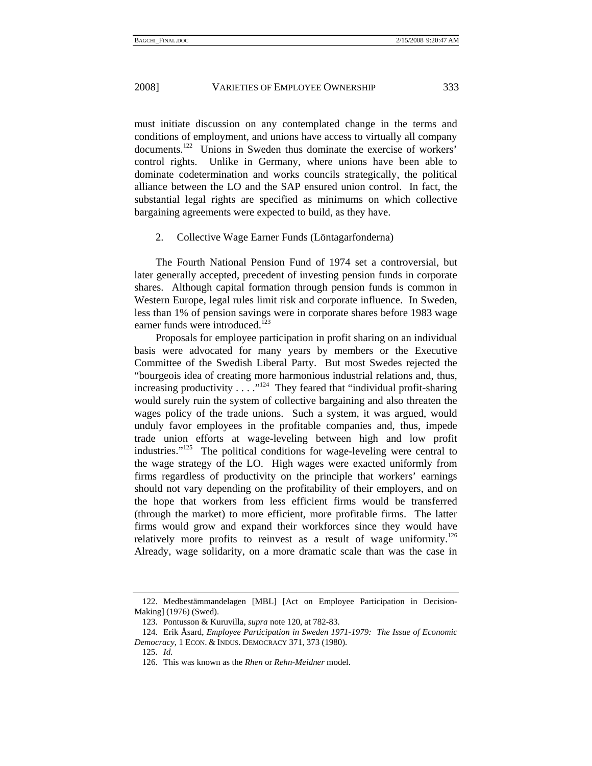must initiate discussion on any contemplated change in the terms and conditions of employment, and unions have access to virtually all company documents.[122] Unions in Sweden thus dominate the exercise of workers' control rights. Unlike in Germany, where unions have been able to dominate codetermination and works councils strategically, the political alliance between the LO and the SAP ensured union control. In fact, the substantial legal rights are specified as minimums on which collective bargaining agreements were expected to build, as they have.

2. Collective Wage Earner Funds (Löntagarfonderna)

The Fourth National Pension Fund of 1974 set a controversial, but later generally accepted, precedent of investing pension funds in corporate shares. Although capital formation through pension funds is common in Western Europe, legal rules limit risk and corporate influence. In Sweden, less than 1% of pension savings were in corporate shares before 1983 wage earner funds were introduced.[123]

Proposals for employee participation in profit sharing on an individual basis were advocated for many years by members or the Executive Committee of the Swedish Liberal Party. But most Swedes rejected the "bourgeois idea of creating more harmonious industrial relations and, thus, increasing productivity . . . ."[124] They feared that "individual profit-sharing would surely ruin the system of collective bargaining and also threaten the wages policy of the trade unions. Such a system, it was argued, would unduly favor employees in the profitable companies and, thus, impede trade union efforts at wage-leveling between high and low profit industries."[125] The political conditions for wage-leveling were central to the wage strategy of the LO. High wages were exacted uniformly from firms regardless of productivity on the principle that workers' earnings should not vary depending on the profitability of their employers, and on the hope that workers from less efficient firms would be transferred (through the market) to more efficient, more profitable firms. The latter firms would grow and expand their workforces since they would have relatively more profits to reinvest as a result of wage uniformity.[126] Already, wage solidarity, on a more dramatic scale than was the case in

---

122. Medbestämmandelagen [MBL] [Act on Employee Participation in Decision-Making] (1976) (Swed).

123. Pontusson & Kuruvilla, *supra* note 120, at 782-83.

124. Erik Åsard, *Employee Participation in Sweden 1971-1979: The Issue of Economic Democracy*, 1 ECON. & INDUS. DEMOCRACY 371, 373 (1980).

125. *Id.*

126. This was known as the *Rhen* or *Rehn-Meidner* model.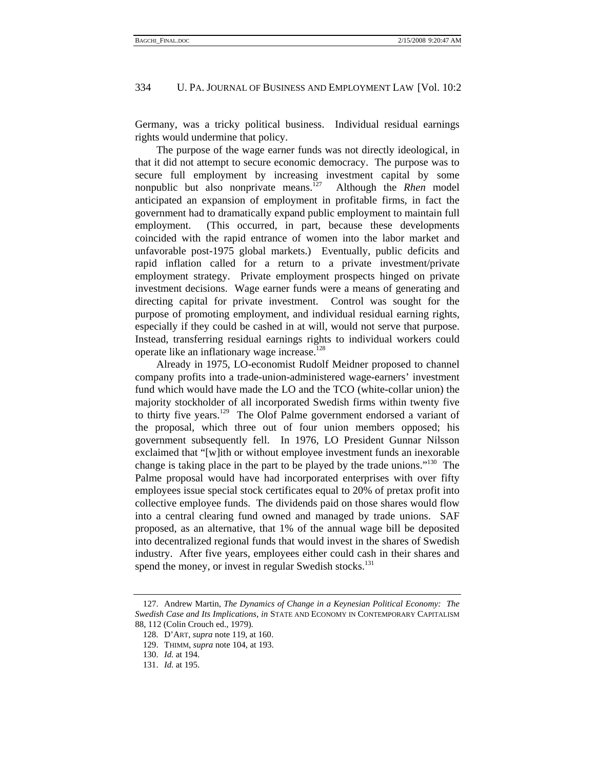Germany, was a tricky political business. Individual residual earnings rights would undermine that policy.

The purpose of the wage earner funds was not directly ideological, in that it did not attempt to secure economic democracy. The purpose was to secure full employment by increasing investment capital by some nonpublic but also nonprivate means.[127] Although the *Rhen* model anticipated an expansion of employment in profitable firms, in fact the government had to dramatically expand public employment to maintain full employment. (This occurred, in part, because these developments coincided with the rapid entrance of women into the labor market and unfavorable post-1975 global markets.) Eventually, public deficits and rapid inflation called for a return to a private investment/private employment strategy. Private employment prospects hinged on private investment decisions. Wage earner funds were a means of generating and directing capital for private investment. Control was sought for the purpose of promoting employment, and individual residual earning rights, especially if they could be cashed in at will, would not serve that purpose. Instead, transferring residual earnings rights to individual workers could operate like an inflationary wage increase.[128]

Already in 1975, LO-economist Rudolf Meidner proposed to channel company profits into a trade-union-administered wage-earners' investment fund which would have made the LO and the TCO (white-collar union) the majority stockholder of all incorporated Swedish firms within twenty five to thirty five years.[129] The Olof Palme government endorsed a variant of the proposal, which three out of four union members opposed; his government subsequently fell. In 1976, LO President Gunnar Nilsson exclaimed that "[w]ith or without employee investment funds an inexorable change is taking place in the part to be played by the trade unions."[130] The Palme proposal would have had incorporated enterprises with over fifty employees issue special stock certificates equal to 20% of pretax profit into collective employee funds. The dividends paid on those shares would flow into a central clearing fund owned and managed by trade unions. SAF proposed, as an alternative, that 1% of the annual wage bill be deposited into decentralized regional funds that would invest in the shares of Swedish industry. After five years, employees either could cash in their shares and spend the money, or invest in regular Swedish stocks.[131]

---

127. Andrew Martin, *The Dynamics of Change in a Keynesian Political Economy: The Swedish Case and Its Implications*, *in* STATE AND ECONOMY IN CONTEMPORARY CAPITALISM 88, 112 (Colin Crouch ed., 1979).

128. D'ART, *supra* note 119, at 160.

129. THIMM, *supra* note 104, at 193.

130. *Id.* at 194.

131. *Id.* at 195.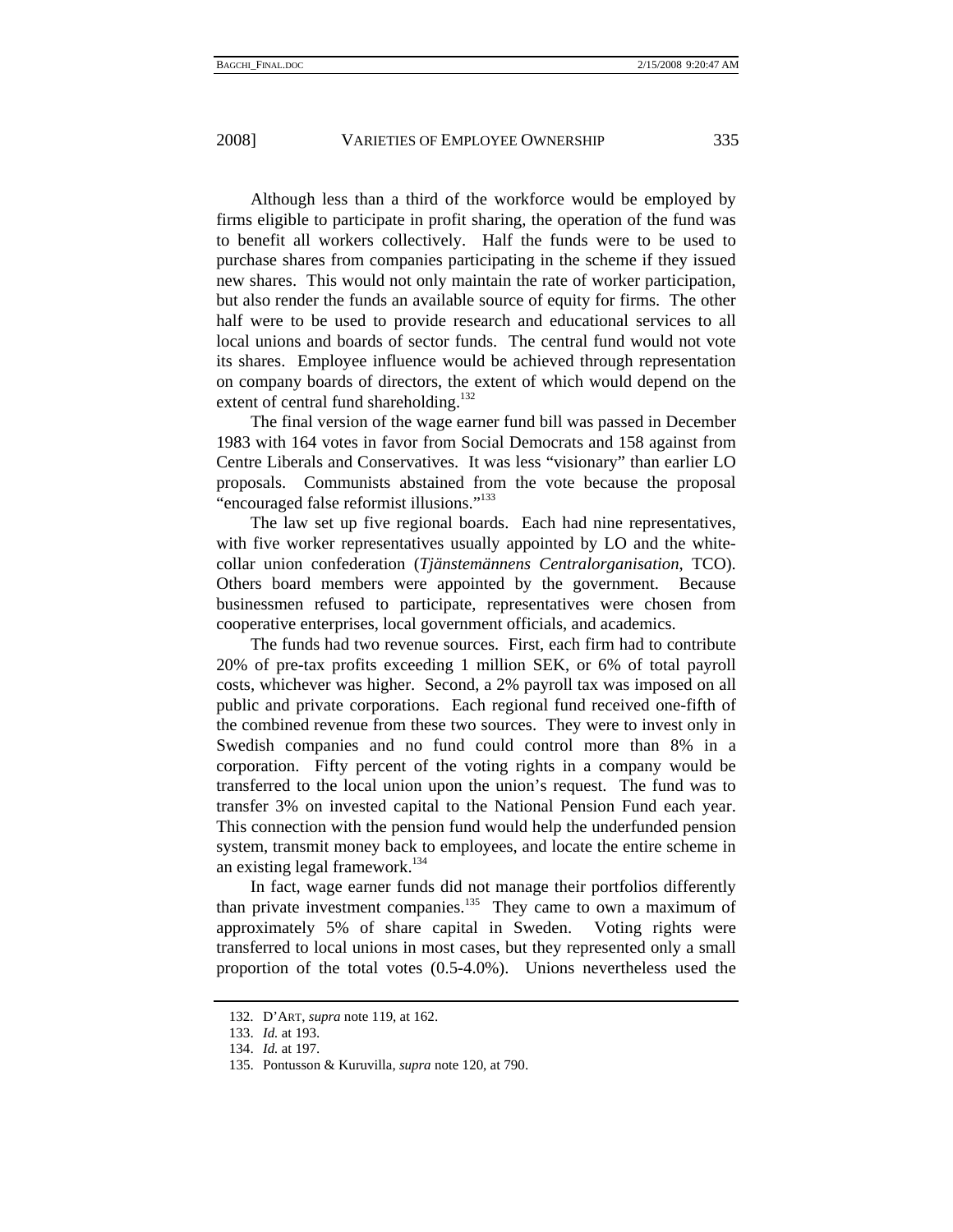Although less than a third of the workforce would be employed by firms eligible to participate in profit sharing, the operation of the fund was to benefit all workers collectively. Half the funds were to be used to purchase shares from companies participating in the scheme if they issued new shares. This would not only maintain the rate of worker participation, but also render the funds an available source of equity for firms. The other half were to be used to provide research and educational services to all local unions and boards of sector funds. The central fund would not vote its shares. Employee influence would be achieved through representation on company boards of directors, the extent of which would depend on the extent of central fund shareholding.[132]

The final version of the wage earner fund bill was passed in December 1983 with 164 votes in favor from Social Democrats and 158 against from Centre Liberals and Conservatives. It was less "visionary" than earlier LO proposals. Communists abstained from the vote because the proposal "encouraged false reformist illusions."[133]

The law set up five regional boards. Each had nine representatives, with five worker representatives usually appointed by LO and the white-collar union confederation (*Tjänstemännens Centralorganisation*, TCO). Others board members were appointed by the government. Because businessmen refused to participate, representatives were chosen from cooperative enterprises, local government officials, and academics.

The funds had two revenue sources. First, each firm had to contribute 20% of pre-tax profits exceeding 1 million SEK, or 6% of total payroll costs, whichever was higher. Second, a 2% payroll tax was imposed on all public and private corporations. Each regional fund received one-fifth of the combined revenue from these two sources. They were to invest only in Swedish companies and no fund could control more than 8% in a corporation. Fifty percent of the voting rights in a company would be transferred to the local union upon the union's request. The fund was to transfer 3% on invested capital to the National Pension Fund each year. This connection with the pension fund would help the underfunded pension system, transmit money back to employees, and locate the entire scheme in an existing legal framework.[134]

In fact, wage earner funds did not manage their portfolios differently than private investment companies.[135] They came to own a maximum of approximately 5% of share capital in Sweden. Voting rights were transferred to local unions in most cases, but they represented only a small proportion of the total votes (0.5-4.0%). Unions nevertheless used the

---

132. D'ART, *supra* note 119, at 162.

133. *Id.* at 193.

134. *Id.* at 197.

135. Pontusson & Kuruvilla, *supra* note 120, at 790.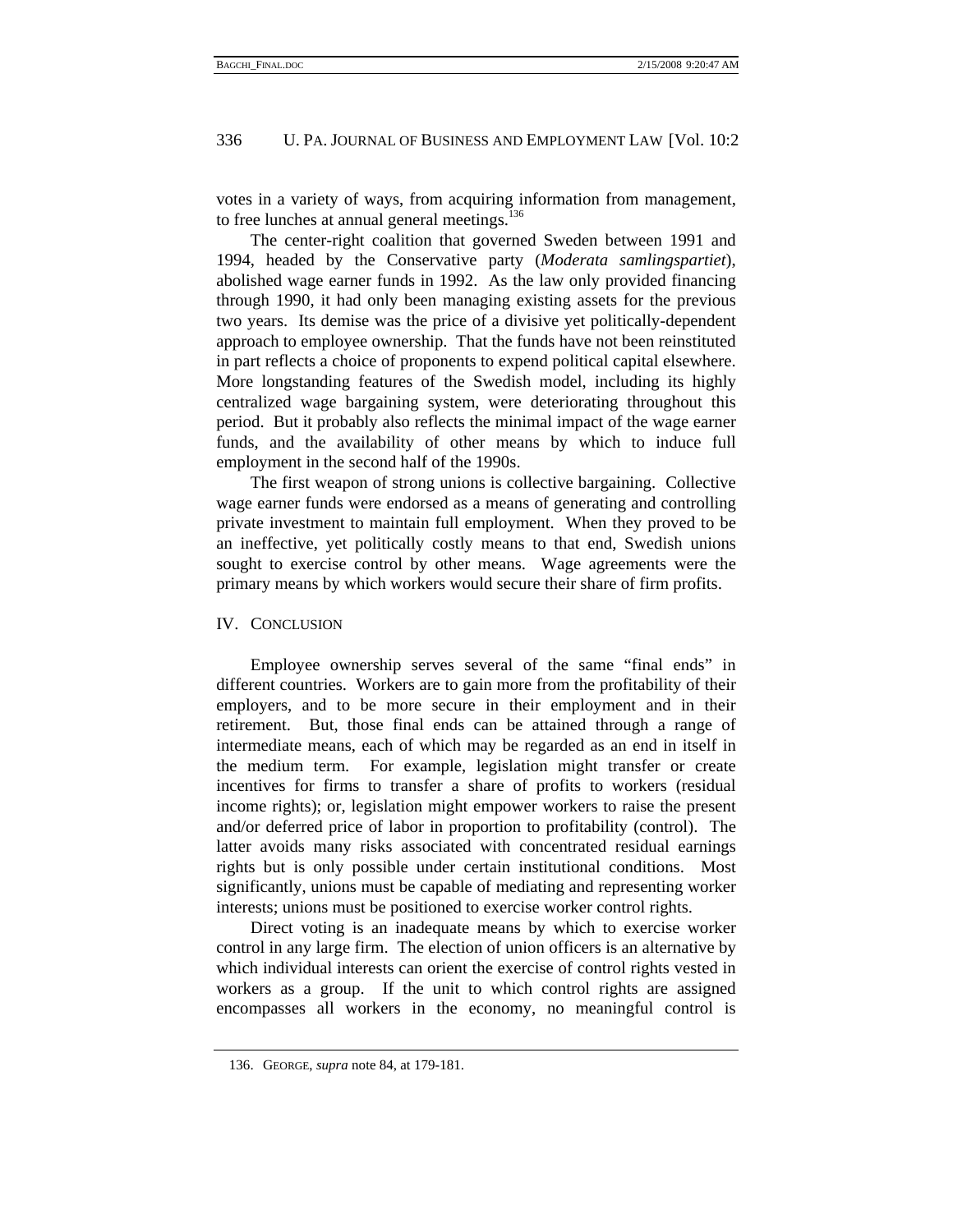votes in a variety of ways, from acquiring information from management, to free lunches at annual general meetings.[136]

The center-right coalition that governed Sweden between 1991 and 1994, headed by the Conservative party (*Moderata samlingspartiet*), abolished wage earner funds in 1992. As the law only provided financing through 1990, it had only been managing existing assets for the previous two years. Its demise was the price of a divisive yet politically-dependent approach to employee ownership. That the funds have not been reinstituted in part reflects a choice of proponents to expend political capital elsewhere. More longstanding features of the Swedish model, including its highly centralized wage bargaining system, were deteriorating throughout this period. But it probably also reflects the minimal impact of the wage earner funds, and the availability of other means by which to induce full employment in the second half of the 1990s.

The first weapon of strong unions is collective bargaining. Collective wage earner funds were endorsed as a means of generating and controlling private investment to maintain full employment. When they proved to be an ineffective, yet politically costly means to that end, Swedish unions sought to exercise control by other means. Wage agreements were the primary means by which workers would secure their share of firm profits.

## IV. CONCLUSION

Employee ownership serves several of the same "final ends" in different countries. Workers are to gain more from the profitability of their employers, and to be more secure in their employment and in their retirement. But, those final ends can be attained through a range of intermediate means, each of which may be regarded as an end in itself in the medium term. For example, legislation might transfer or create incentives for firms to transfer a share of profits to workers (residual income rights); or, legislation might empower workers to raise the present and/or deferred price of labor in proportion to profitability (control). The latter avoids many risks associated with concentrated residual earnings rights but is only possible under certain institutional conditions. Most significantly, unions must be capable of mediating and representing worker interests; unions must be positioned to exercise worker control rights.

Direct voting is an inadequate means by which to exercise worker control in any large firm. The election of union officers is an alternative by which individual interests can orient the exercise of control rights vested in workers as a group. If the unit to which control rights are assigned encompasses all workers in the economy, no meaningful control is

136. GEORGE, *supra* note 84, at 179-181.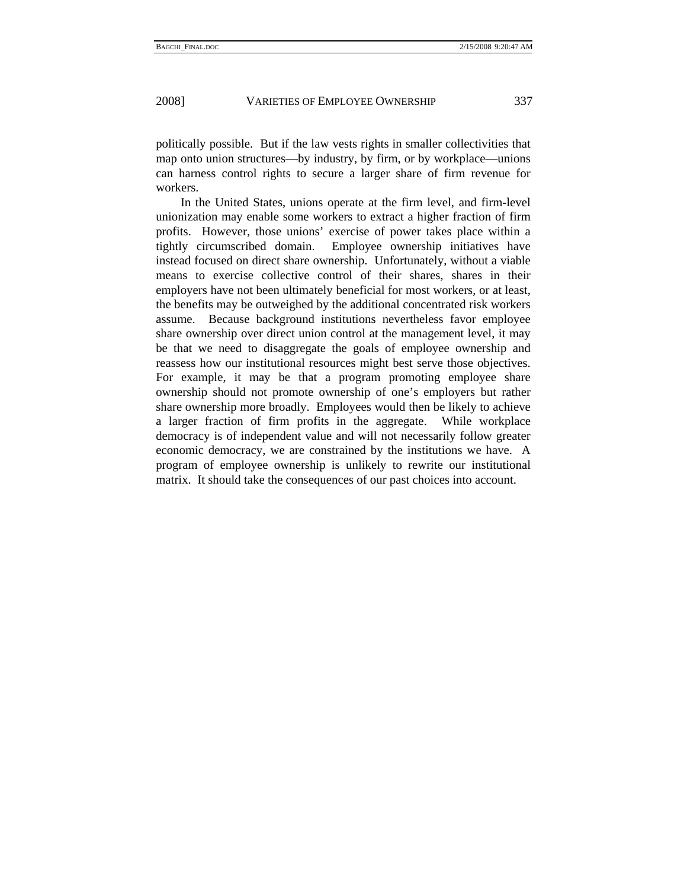politically possible. But if the law vests rights in smaller collectivities that map onto union structures—by industry, by firm, or by workplace—unions can harness control rights to secure a larger share of firm revenue for workers.

In the United States, unions operate at the firm level, and firm-level unionization may enable some workers to extract a higher fraction of firm profits. However, those unions' exercise of power takes place within a tightly circumscribed domain. Employee ownership initiatives have instead focused on direct share ownership. Unfortunately, without a viable means to exercise collective control of their shares, shares in their employers have not been ultimately beneficial for most workers, or at least, the benefits may be outweighed by the additional concentrated risk workers assume. Because background institutions nevertheless favor employee share ownership over direct union control at the management level, it may be that we need to disaggregate the goals of employee ownership and reassess how our institutional resources might best serve those objectives. For example, it may be that a program promoting employee share ownership should not promote ownership of one's employers but rather share ownership more broadly. Employees would then be likely to achieve a larger fraction of firm profits in the aggregate. While workplace democracy is of independent value and will not necessarily follow greater economic democracy, we are constrained by the institutions we have. A program of employee ownership is unlikely to rewrite our institutional matrix. It should take the consequences of our past choices into account.